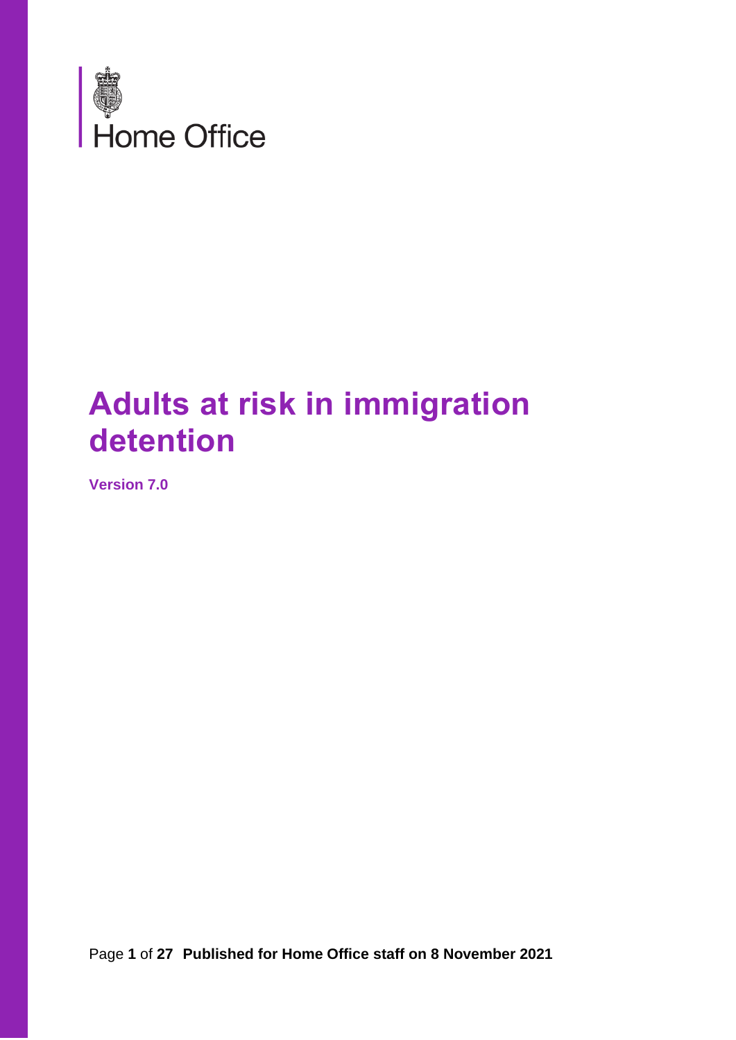Home Office

# Adults at risk in immigration detention

**Version 7.0**

**Published for Home Office staff on 8 November 2021**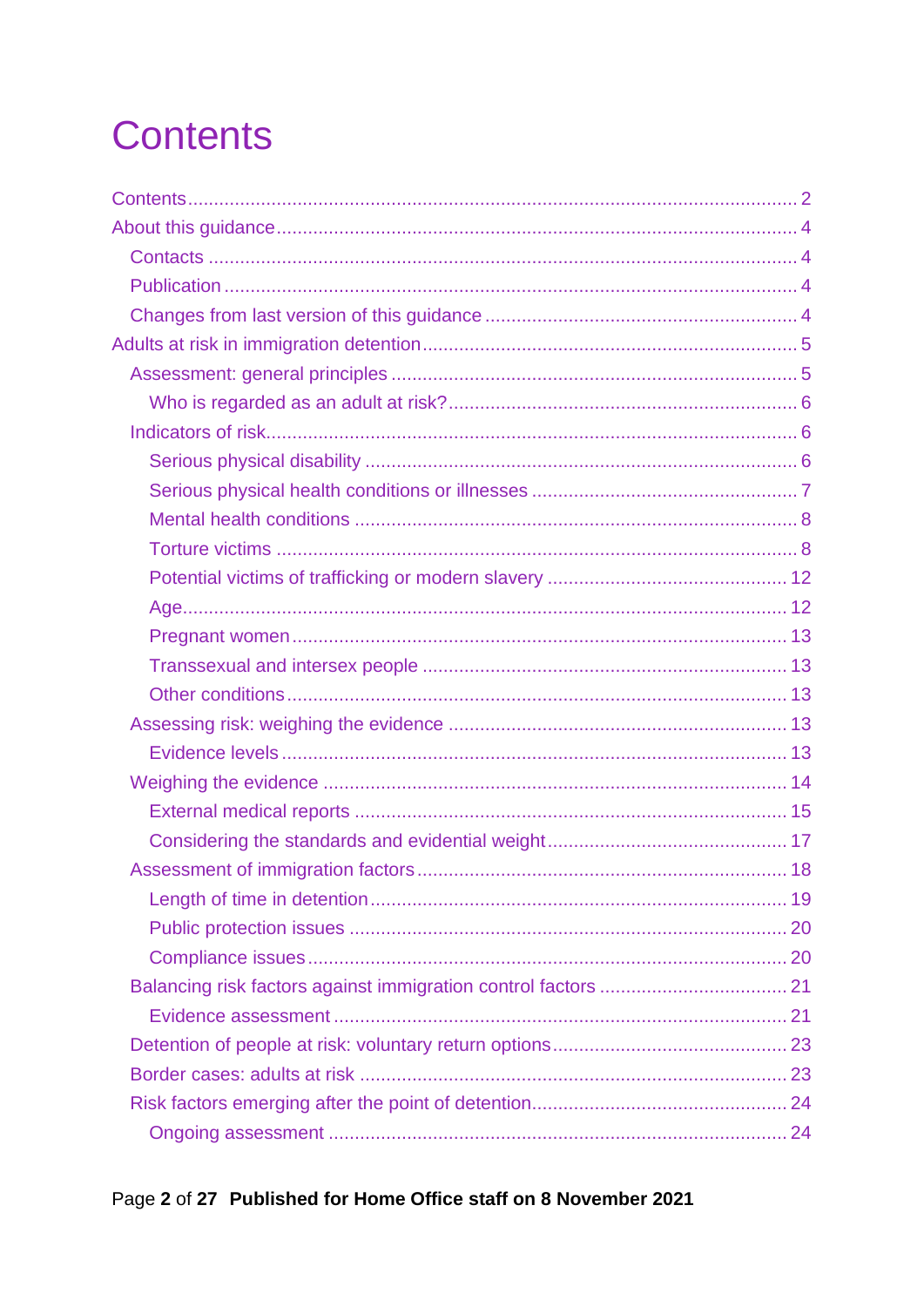# Contents

- Contents ... 2
- About this guidance ... 4
  - Contacts ... 4
  - Publication ... 4
  - Changes from last version of this guidance ... 4
- Adults at risk in immigration detention ... 5
  - Assessment: general principles ... 5
    - Who is regarded as an adult at risk? ... 6
  - Indicators of risk ... 6
    - Serious physical disability ... 6
    - Serious physical health conditions or illnesses ... 7
    - Mental health conditions ... 8
    - Torture victims ... 8
    - Potential victims of trafficking or modern slavery ... 12
    - Age ... 12
    - Pregnant women ... 13
    - Transsexual and intersex people ... 13
    - Other conditions ... 13
  - Assessing risk: weighing the evidence ... 13
    - Evidence levels ... 13
  - Weighing the evidence ... 14
    - External medical reports ... 15
    - Considering the standards and evidential weight ... 17
  - Assessment of immigration factors ... 18
    - Length of time in detention ... 19
    - Public protection issues ... 20
    - Compliance issues ... 20
  - Balancing risk factors against immigration control factors ... 21
    - Evidence assessment ... 21
  - Detention of people at risk: voluntary return options ... 23
  - Border cases: adults at risk ... 23
  - Risk factors emerging after the point of detention ... 24
    - Ongoing assessment ... 24

Published for Home Office staff on 8 November 2021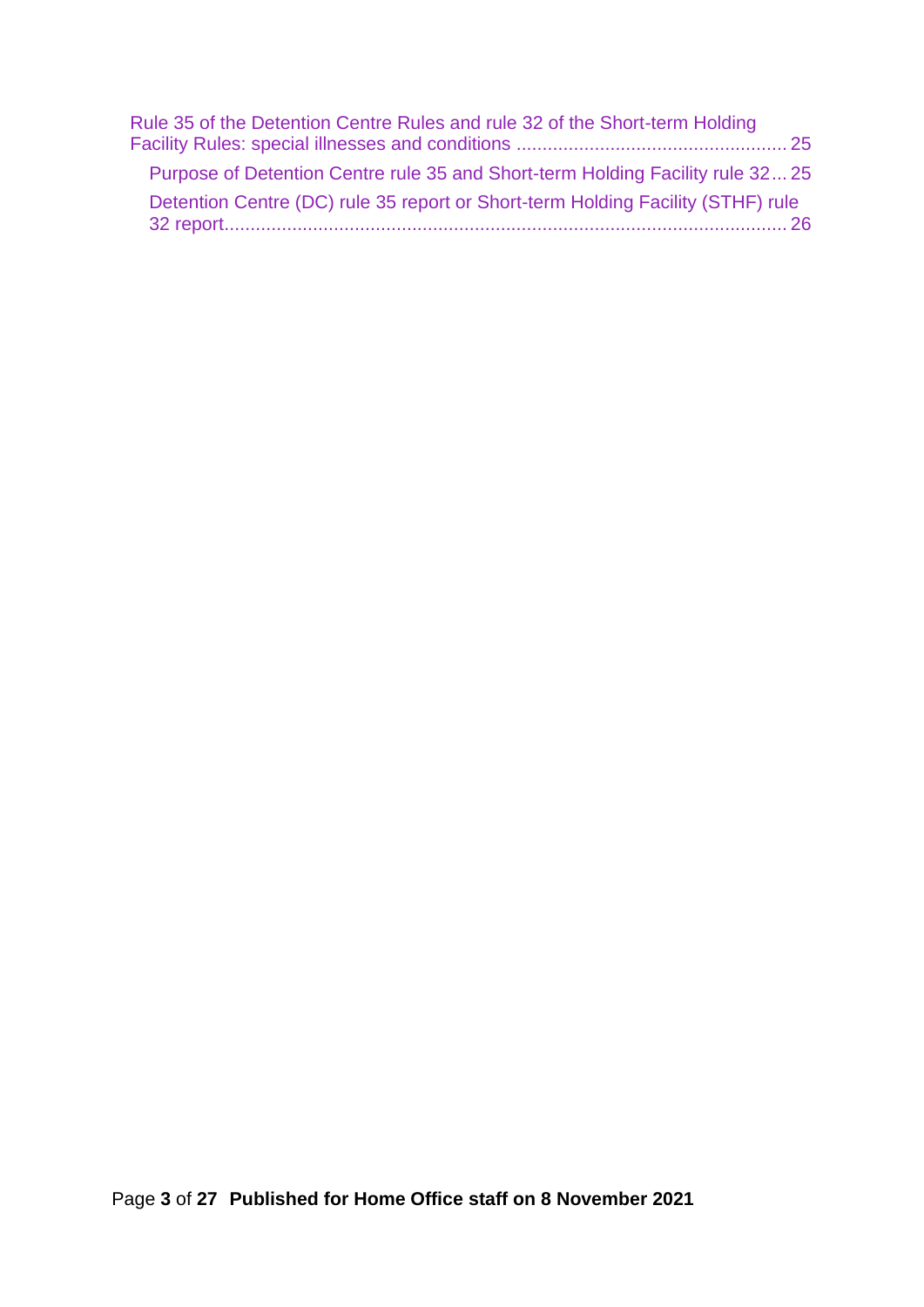Rule 35 of the Detention Centre Rules and rule 32 of the Short-term Holding Facility Rules: special illnesses and conditions .................................................... 25

- Purpose of Detention Centre rule 35 and Short-term Holding Facility rule 32 ... 25
- Detention Centre (DC) rule 35 report or Short-term Holding Facility (STHF) rule 32 report ............................................................................................................ 26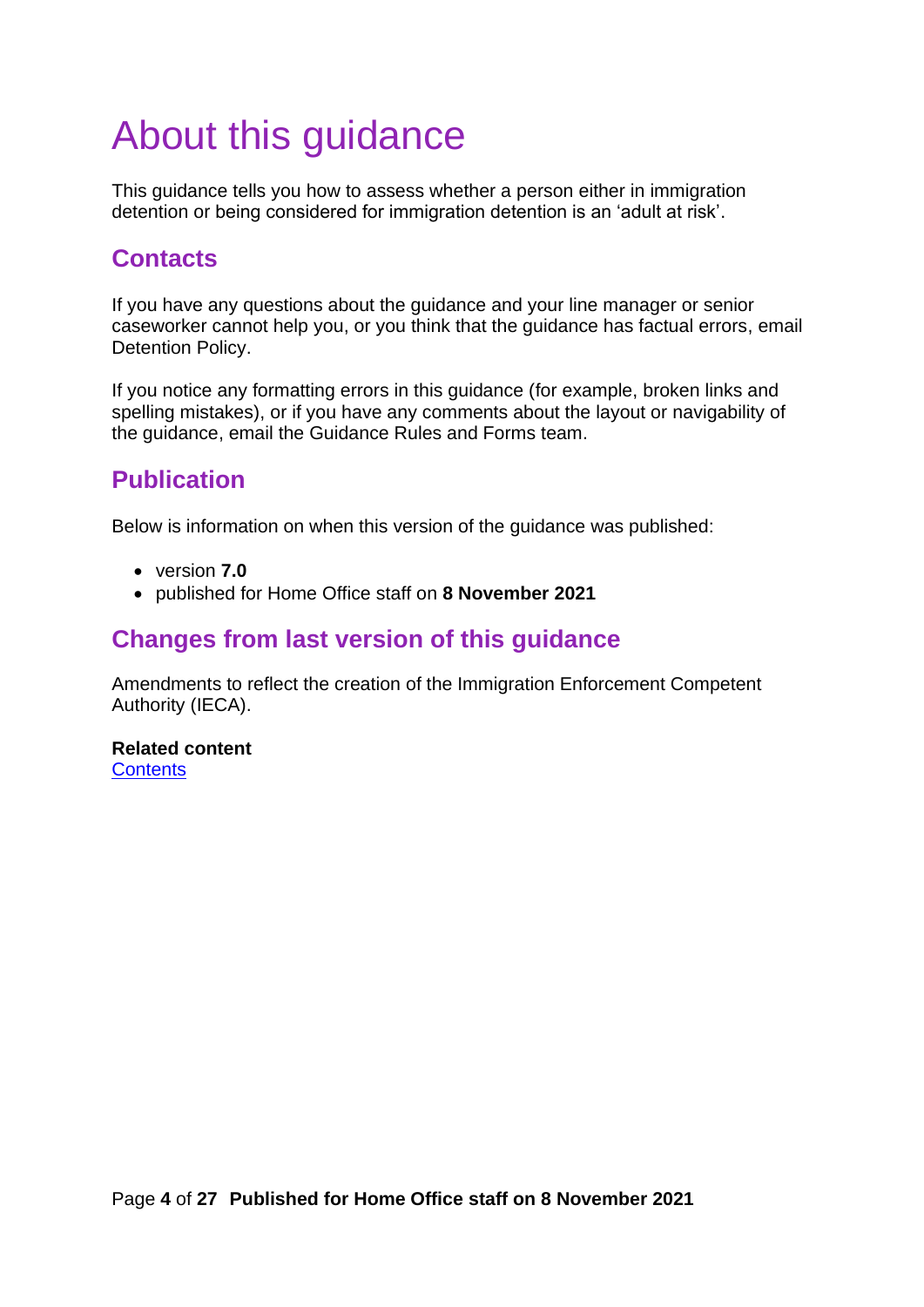# About this guidance

This guidance tells you how to assess whether a person either in immigration detention or being considered for immigration detention is an 'adult at risk'.

## Contacts

If you have any questions about the guidance and your line manager or senior caseworker cannot help you, or you think that the guidance has factual errors, email Detention Policy.

If you notice any formatting errors in this guidance (for example, broken links and spelling mistakes), or if you have any comments about the layout or navigability of the guidance, email the Guidance Rules and Forms team.

## Publication

Below is information on when this version of the guidance was published:

- version **7.0**
- published for Home Office staff on **8 November 2021**

## Changes from last version of this guidance

Amendments to reflect the creation of the Immigration Enforcement Competent Authority (IECA).

**Related content**
Contents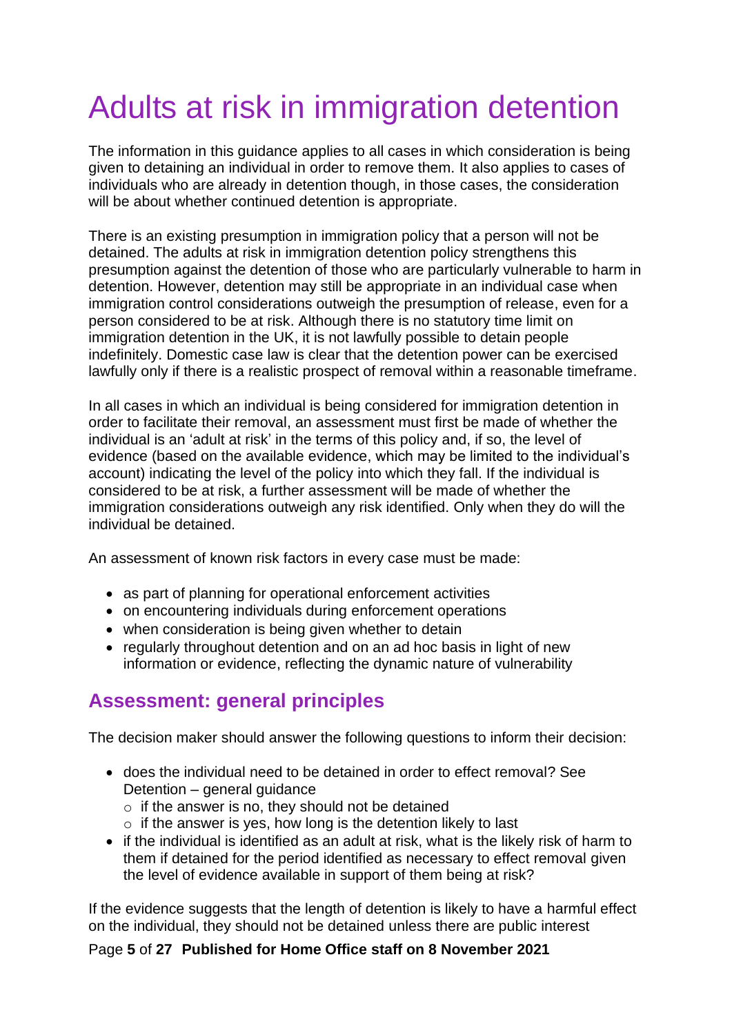# Adults at risk in immigration detention

The information in this guidance applies to all cases in which consideration is being given to detaining an individual in order to remove them. It also applies to cases of individuals who are already in detention though, in those cases, the consideration will be about whether continued detention is appropriate.

There is an existing presumption in immigration policy that a person will not be detained. The adults at risk in immigration detention policy strengthens this presumption against the detention of those who are particularly vulnerable to harm in detention. However, detention may still be appropriate in an individual case when immigration control considerations outweigh the presumption of release, even for a person considered to be at risk. Although there is no statutory time limit on immigration detention in the UK, it is not lawfully possible to detain people indefinitely. Domestic case law is clear that the detention power can be exercised lawfully only if there is a realistic prospect of removal within a reasonable timeframe.

In all cases in which an individual is being considered for immigration detention in order to facilitate their removal, an assessment must first be made of whether the individual is an 'adult at risk' in the terms of this policy and, if so, the level of evidence (based on the available evidence, which may be limited to the individual's account) indicating the level of the policy into which they fall. If the individual is considered to be at risk, a further assessment will be made of whether the immigration considerations outweigh any risk identified. Only when they do will the individual be detained.

An assessment of known risk factors in every case must be made:

- as part of planning for operational enforcement activities
- on encountering individuals during enforcement operations
- when consideration is being given whether to detain
- regularly throughout detention and on an ad hoc basis in light of new information or evidence, reflecting the dynamic nature of vulnerability

## Assessment: general principles

The decision maker should answer the following questions to inform their decision:

- does the individual need to be detained in order to effect removal? See Detention – general guidance
  - if the answer is no, they should not be detained
  - if the answer is yes, how long is the detention likely to last
- if the individual is identified as an adult at risk, what is the likely risk of harm to them if detained for the period identified as necessary to effect removal given the level of evidence available in support of them being at risk?

If the evidence suggests that the length of detention is likely to have a harmful effect on the individual, they should not be detained unless there are public interest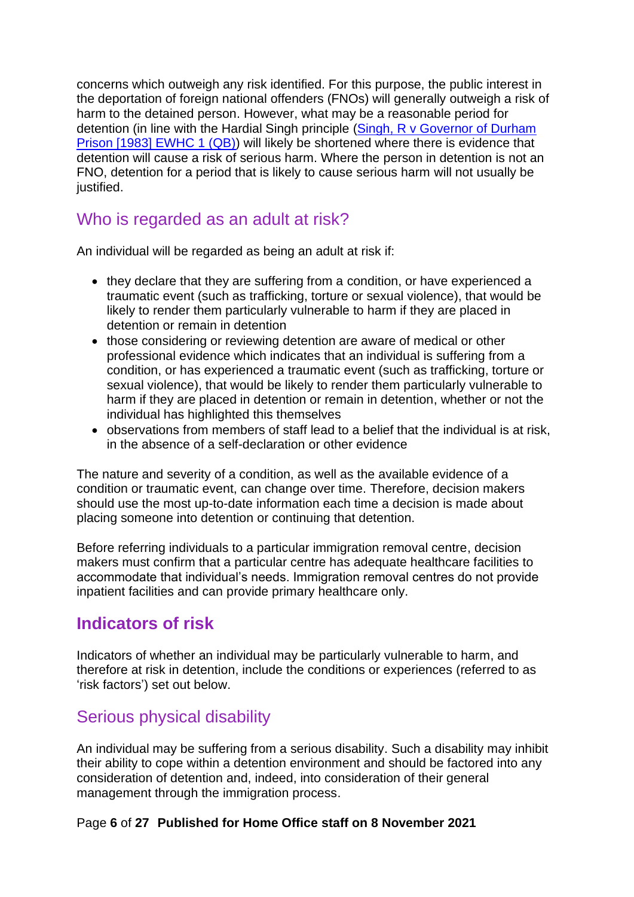concerns which outweigh any risk identified. For this purpose, the public interest in the deportation of foreign national offenders (FNOs) will generally outweigh a risk of harm to the detained person. However, what may be a reasonable period for detention (in line with the Hardial Singh principle ([Singh, R v Governor of Durham Prison [1983] EWHC 1 (QB)](#)) will likely be shortened where there is evidence that detention will cause a risk of serious harm. Where the person in detention is not an FNO, detention for a period that is likely to cause serious harm will not usually be justified.

### Who is regarded as an adult at risk?

An individual will be regarded as being an adult at risk if:

- they declare that they are suffering from a condition, or have experienced a traumatic event (such as trafficking, torture or sexual violence), that would be likely to render them particularly vulnerable to harm if they are placed in detention or remain in detention
- those considering or reviewing detention are aware of medical or other professional evidence which indicates that an individual is suffering from a condition, or has experienced a traumatic event (such as trafficking, torture or sexual violence), that would be likely to render them particularly vulnerable to harm if they are placed in detention or remain in detention, whether or not the individual has highlighted this themselves
- observations from members of staff lead to a belief that the individual is at risk, in the absence of a self-declaration or other evidence

The nature and severity of a condition, as well as the available evidence of a condition or traumatic event, can change over time. Therefore, decision makers should use the most up-to-date information each time a decision is made about placing someone into detention or continuing that detention.

Before referring individuals to a particular immigration removal centre, decision makers must confirm that a particular centre has adequate healthcare facilities to accommodate that individual's needs. Immigration removal centres do not provide inpatient facilities and can provide primary healthcare only.

## Indicators of risk

Indicators of whether an individual may be particularly vulnerable to harm, and therefore at risk in detention, include the conditions or experiences (referred to as 'risk factors') set out below.

### Serious physical disability

An individual may be suffering from a serious disability. Such a disability may inhibit their ability to cope within a detention environment and should be factored into any consideration of detention and, indeed, into consideration of their general management through the immigration process.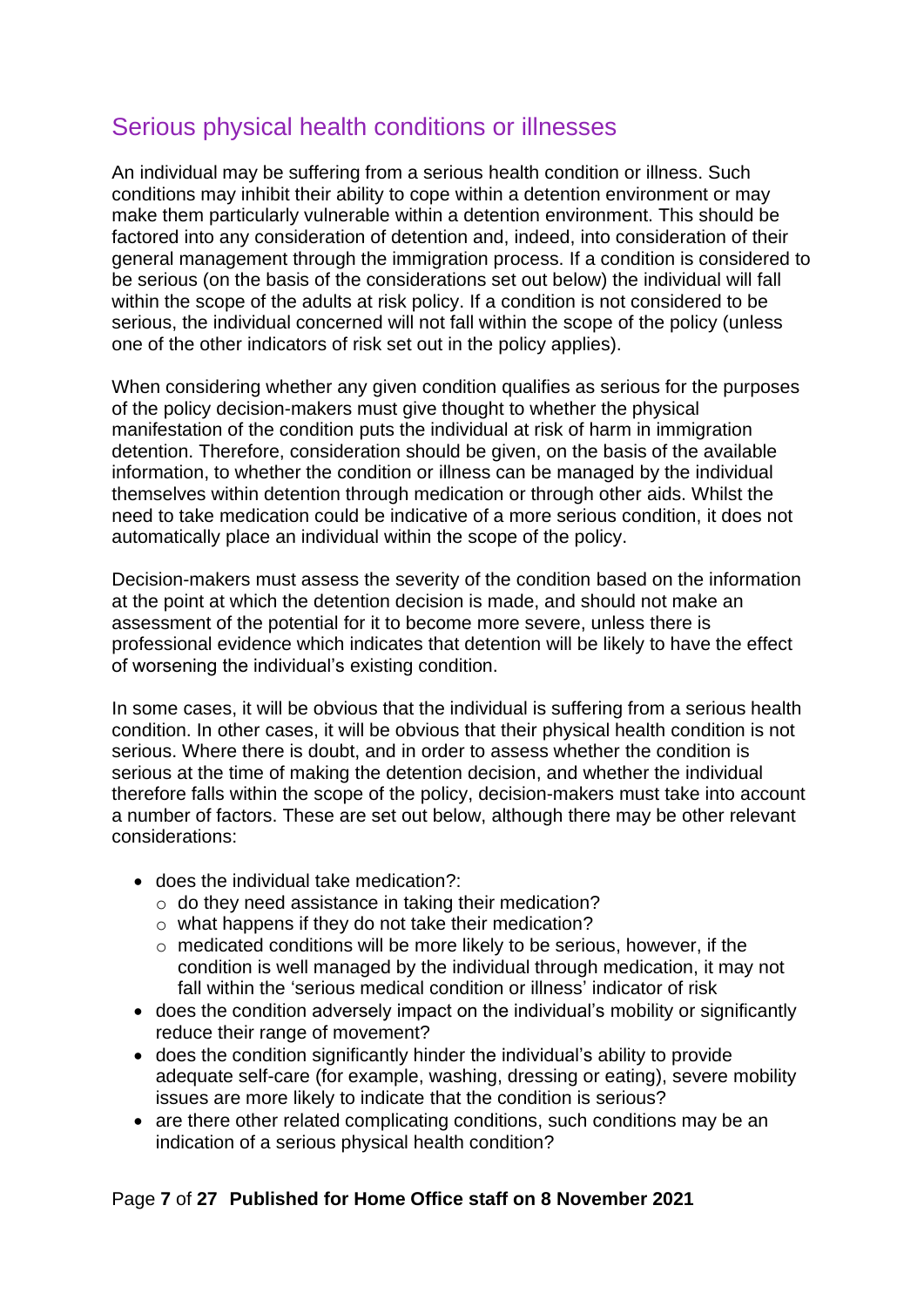## Serious physical health conditions or illnesses

An individual may be suffering from a serious health condition or illness. Such conditions may inhibit their ability to cope within a detention environment or may make them particularly vulnerable within a detention environment. This should be factored into any consideration of detention and, indeed, into consideration of their general management through the immigration process. If a condition is considered to be serious (on the basis of the considerations set out below) the individual will fall within the scope of the adults at risk policy. If a condition is not considered to be serious, the individual concerned will not fall within the scope of the policy (unless one of the other indicators of risk set out in the policy applies).

When considering whether any given condition qualifies as serious for the purposes of the policy decision-makers must give thought to whether the physical manifestation of the condition puts the individual at risk of harm in immigration detention. Therefore, consideration should be given, on the basis of the available information, to whether the condition or illness can be managed by the individual themselves within detention through medication or through other aids. Whilst the need to take medication could be indicative of a more serious condition, it does not automatically place an individual within the scope of the policy.

Decision-makers must assess the severity of the condition based on the information at the point at which the detention decision is made, and should not make an assessment of the potential for it to become more severe, unless there is professional evidence which indicates that detention will be likely to have the effect of worsening the individual's existing condition.

In some cases, it will be obvious that the individual is suffering from a serious health condition. In other cases, it will be obvious that their physical health condition is not serious. Where there is doubt, and in order to assess whether the condition is serious at the time of making the detention decision, and whether the individual therefore falls within the scope of the policy, decision-makers must take into account a number of factors. These are set out below, although there may be other relevant considerations:

- does the individual take medication?:
  - do they need assistance in taking their medication?
  - what happens if they do not take their medication?
  - medicated conditions will be more likely to be serious, however, if the condition is well managed by the individual through medication, it may not fall within the 'serious medical condition or illness' indicator of risk
- does the condition adversely impact on the individual's mobility or significantly reduce their range of movement?
- does the condition significantly hinder the individual's ability to provide adequate self-care (for example, washing, dressing or eating), severe mobility issues are more likely to indicate that the condition is serious?
- are there other related complicating conditions, such conditions may be an indication of a serious physical health condition?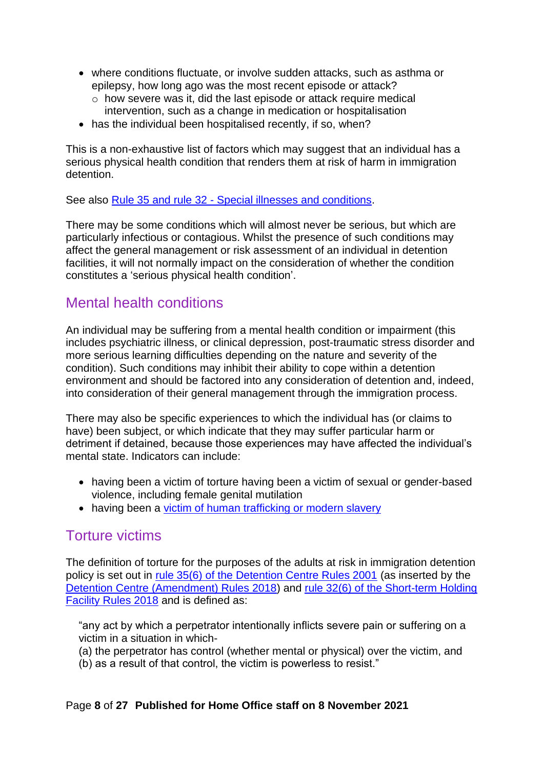- where conditions fluctuate, or involve sudden attacks, such as asthma or epilepsy, how long ago was the most recent episode or attack?
  - how severe was it, did the last episode or attack require medical intervention, such as a change in medication or hospitalisation
- has the individual been hospitalised recently, if so, when?

This is a non-exhaustive list of factors which may suggest that an individual has a serious physical health condition that renders them at risk of harm in immigration detention.

See also [Rule 35 and rule 32 - Special illnesses and conditions](#).

There may be some conditions which will almost never be serious, but which are particularly infectious or contagious. Whilst the presence of such conditions may affect the general management or risk assessment of an individual in detention facilities, it will not normally impact on the consideration of whether the condition constitutes a 'serious physical health condition'.

## Mental health conditions

An individual may be suffering from a mental health condition or impairment (this includes psychiatric illness, or clinical depression, post-traumatic stress disorder and more serious learning difficulties depending on the nature and severity of the condition). Such conditions may inhibit their ability to cope within a detention environment and should be factored into any consideration of detention and, indeed, into consideration of their general management through the immigration process.

There may also be specific experiences to which the individual has (or claims to have) been subject, or which indicate that they may suffer particular harm or detriment if detained, because those experiences may have affected the individual's mental state. Indicators can include:

- having been a victim of torture having been a victim of sexual or gender-based violence, including female genital mutilation
- having been a [victim of human trafficking or modern slavery](#)

## Torture victims

The definition of torture for the purposes of the adults at risk in immigration detention policy is set out in [rule 35(6) of the Detention Centre Rules 2001](#) (as inserted by the [Detention Centre (Amendment) Rules 2018](#)) and [rule 32(6) of the Short-term Holding Facility Rules 2018](#) and is defined as:

> "any act by which a perpetrator intentionally inflicts severe pain or suffering on a victim in a situation in which-
> (a) the perpetrator has control (whether mental or physical) over the victim, and
> (b) as a result of that control, the victim is powerless to resist."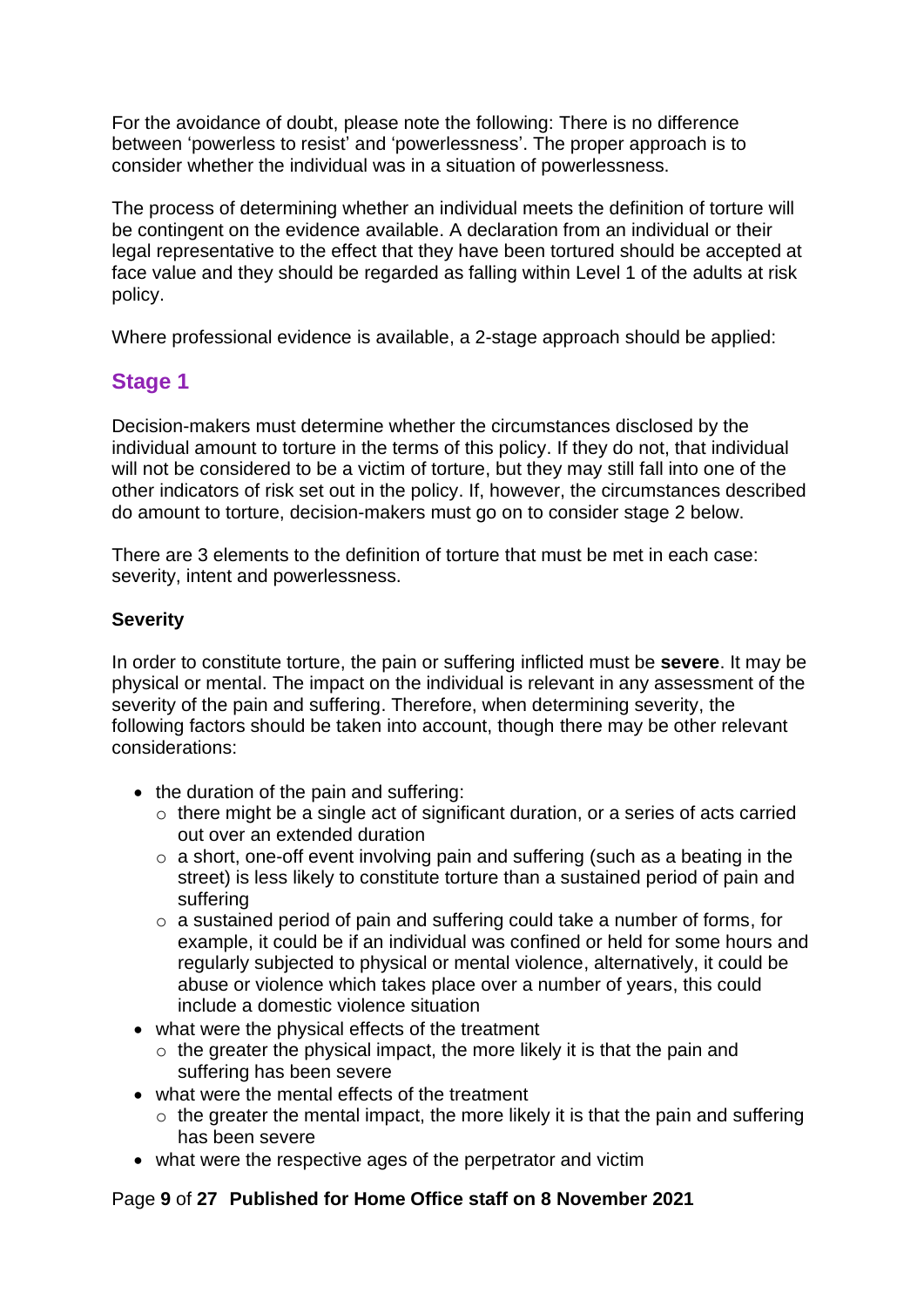For the avoidance of doubt, please note the following: There is no difference between 'powerless to resist' and 'powerlessness'. The proper approach is to consider whether the individual was in a situation of powerlessness.

The process of determining whether an individual meets the definition of torture will be contingent on the evidence available. A declaration from an individual or their legal representative to the effect that they have been tortured should be accepted at face value and they should be regarded as falling within Level 1 of the adults at risk policy.

Where professional evidence is available, a 2-stage approach should be applied:

## Stage 1

Decision-makers must determine whether the circumstances disclosed by the individual amount to torture in the terms of this policy. If they do not, that individual will not be considered to be a victim of torture, but they may still fall into one of the other indicators of risk set out in the policy. If, however, the circumstances described do amount to torture, decision-makers must go on to consider stage 2 below.

There are 3 elements to the definition of torture that must be met in each case: severity, intent and powerlessness.

### Severity

In order to constitute torture, the pain or suffering inflicted must be **severe**. It may be physical or mental. The impact on the individual is relevant in any assessment of the severity of the pain and suffering. Therefore, when determining severity, the following factors should be taken into account, though there may be other relevant considerations:

- the duration of the pain and suffering:
  - there might be a single act of significant duration, or a series of acts carried out over an extended duration
  - a short, one-off event involving pain and suffering (such as a beating in the street) is less likely to constitute torture than a sustained period of pain and suffering
  - a sustained period of pain and suffering could take a number of forms, for example, it could be if an individual was confined or held for some hours and regularly subjected to physical or mental violence, alternatively, it could be abuse or violence which takes place over a number of years, this could include a domestic violence situation
- what were the physical effects of the treatment
  - the greater the physical impact, the more likely it is that the pain and suffering has been severe
- what were the mental effects of the treatment
  - the greater the mental impact, the more likely it is that the pain and suffering has been severe
- what were the respective ages of the perpetrator and victim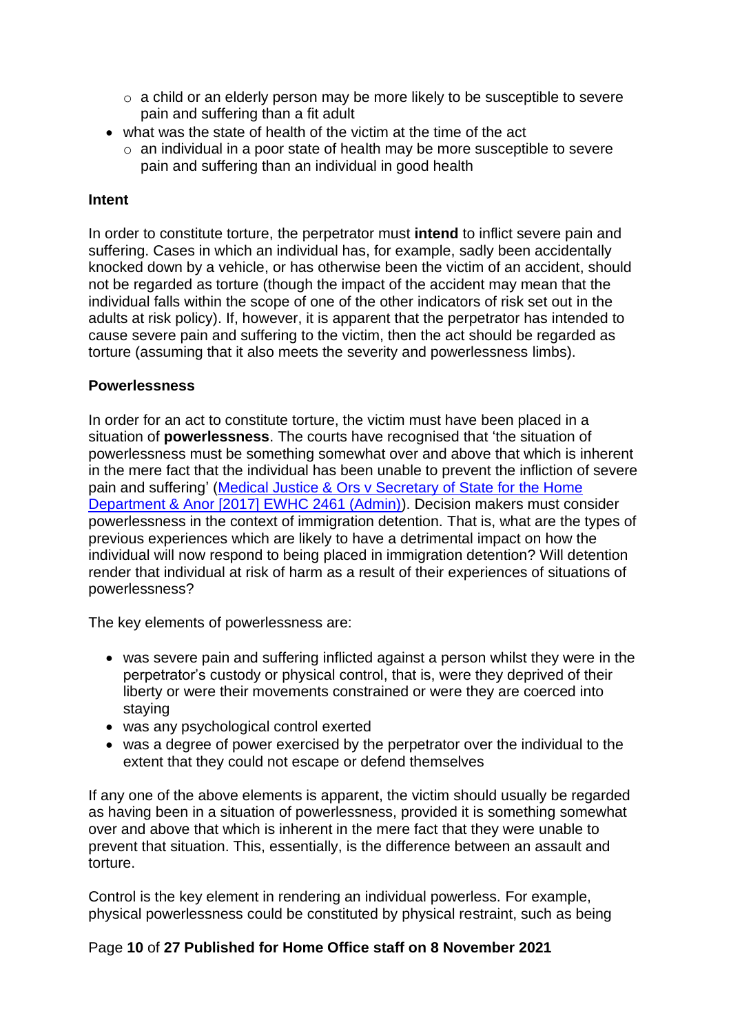- a child or an elderly person may be more likely to be susceptible to severe pain and suffering than a fit adult
- what was the state of health of the victim at the time of the act
    - an individual in a poor state of health may be more susceptible to severe pain and suffering than an individual in good health

**Intent**

In order to constitute torture, the perpetrator must **intend** to inflict severe pain and suffering. Cases in which an individual has, for example, sadly been accidentally knocked down by a vehicle, or has otherwise been the victim of an accident, should not be regarded as torture (though the impact of the accident may mean that the individual falls within the scope of one of the other indicators of risk set out in the adults at risk policy). If, however, it is apparent that the perpetrator has intended to cause severe pain and suffering to the victim, then the act should be regarded as torture (assuming that it also meets the severity and powerlessness limbs).

**Powerlessness**

In order for an act to constitute torture, the victim must have been placed in a situation of **powerlessness**. The courts have recognised that 'the situation of powerlessness must be something somewhat over and above that which is inherent in the mere fact that the individual has been unable to prevent the infliction of severe pain and suffering' (Medical Justice & Ors v Secretary of State for the Home Department & Anor [2017] EWHC 2461 (Admin)). Decision makers must consider powerlessness in the context of immigration detention. That is, what are the types of previous experiences which are likely to have a detrimental impact on how the individual will now respond to being placed in immigration detention? Will detention render that individual at risk of harm as a result of their experiences of situations of powerlessness?

The key elements of powerlessness are:

- was severe pain and suffering inflicted against a person whilst they were in the perpetrator's custody or physical control, that is, were they deprived of their liberty or were their movements constrained or were they are coerced into staying
- was any psychological control exerted
- was a degree of power exercised by the perpetrator over the individual to the extent that they could not escape or defend themselves

If any one of the above elements is apparent, the victim should usually be regarded as having been in a situation of powerlessness, provided it is something somewhat over and above that which is inherent in the mere fact that they were unable to prevent that situation. This, essentially, is the difference between an assault and torture.

Control is the key element in rendering an individual powerless. For example, physical powerlessness could be constituted by physical restraint, such as being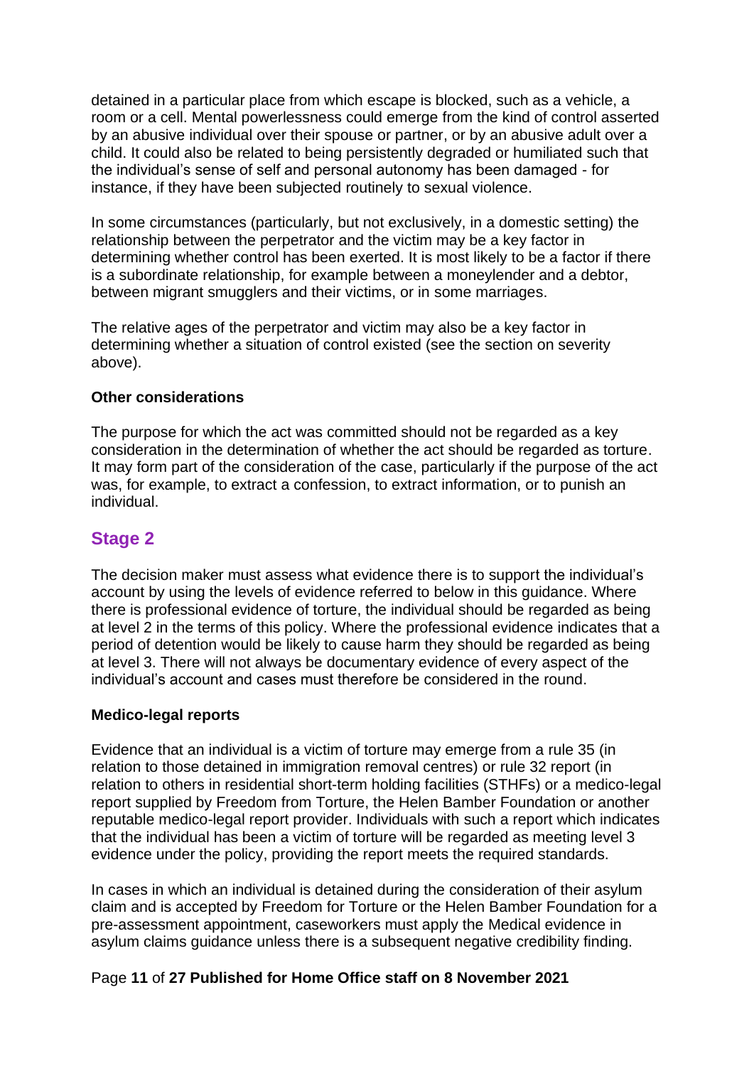detained in a particular place from which escape is blocked, such as a vehicle, a room or a cell. Mental powerlessness could emerge from the kind of control asserted by an abusive individual over their spouse or partner, or by an abusive adult over a child. It could also be related to being persistently degraded or humiliated such that the individual's sense of self and personal autonomy has been damaged - for instance, if they have been subjected routinely to sexual violence.

In some circumstances (particularly, but not exclusively, in a domestic setting) the relationship between the perpetrator and the victim may be a key factor in determining whether control has been exerted. It is most likely to be a factor if there is a subordinate relationship, for example between a moneylender and a debtor, between migrant smugglers and their victims, or in some marriages.

The relative ages of the perpetrator and victim may also be a key factor in determining whether a situation of control existed (see the section on severity above).

**Other considerations**

The purpose for which the act was committed should not be regarded as a key consideration in the determination of whether the act should be regarded as torture. It may form part of the consideration of the case, particularly if the purpose of the act was, for example, to extract a confession, to extract information, or to punish an individual.

## Stage 2

The decision maker must assess what evidence there is to support the individual's account by using the levels of evidence referred to below in this guidance. Where there is professional evidence of torture, the individual should be regarded as being at level 2 in the terms of this policy. Where the professional evidence indicates that a period of detention would be likely to cause harm they should be regarded as being at level 3. There will not always be documentary evidence of every aspect of the individual's account and cases must therefore be considered in the round.

**Medico-legal reports**

Evidence that an individual is a victim of torture may emerge from a rule 35 (in relation to those detained in immigration removal centres) or rule 32 report (in relation to others in residential short-term holding facilities (STHFs) or a medico-legal report supplied by Freedom from Torture, the Helen Bamber Foundation or another reputable medico-legal report provider. Individuals with such a report which indicates that the individual has been a victim of torture will be regarded as meeting level 3 evidence under the policy, providing the report meets the required standards.

In cases in which an individual is detained during the consideration of their asylum claim and is accepted by Freedom for Torture or the Helen Bamber Foundation for a pre-assessment appointment, caseworkers must apply the Medical evidence in asylum claims guidance unless there is a subsequent negative credibility finding.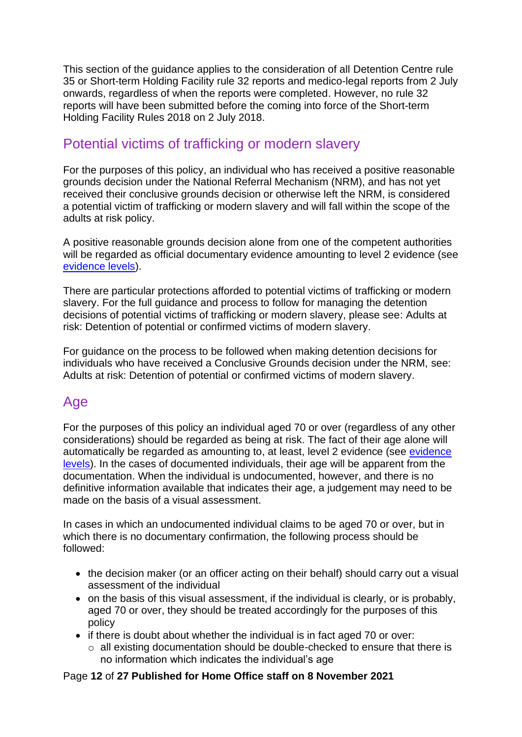This section of the guidance applies to the consideration of all Detention Centre rule 35 or Short-term Holding Facility rule 32 reports and medico-legal reports from 2 July onwards, regardless of when the reports were completed. However, no rule 32 reports will have been submitted before the coming into force of the Short-term Holding Facility Rules 2018 on 2 July 2018.

## Potential victims of trafficking or modern slavery

For the purposes of this policy, an individual who has received a positive reasonable grounds decision under the National Referral Mechanism (NRM), and has not yet received their conclusive grounds decision or otherwise left the NRM, is considered a potential victim of trafficking or modern slavery and will fall within the scope of the adults at risk policy.

A positive reasonable grounds decision alone from one of the competent authorities will be regarded as official documentary evidence amounting to level 2 evidence (see [evidence levels](#)).

There are particular protections afforded to potential victims of trafficking or modern slavery. For the full guidance and process to follow for managing the detention decisions of potential victims of trafficking or modern slavery, please see: Adults at risk: Detention of potential or confirmed victims of modern slavery.

For guidance on the process to be followed when making detention decisions for individuals who have received a Conclusive Grounds decision under the NRM, see: Adults at risk: Detention of potential or confirmed victims of modern slavery.

## Age

For the purposes of this policy an individual aged 70 or over (regardless of any other considerations) should be regarded as being at risk. The fact of their age alone will automatically be regarded as amounting to, at least, level 2 evidence (see [evidence levels](#)). In the cases of documented individuals, their age will be apparent from the documentation. When the individual is undocumented, however, and there is no definitive information available that indicates their age, a judgement may need to be made on the basis of a visual assessment.

In cases in which an undocumented individual claims to be aged 70 or over, but in which there is no documentary confirmation, the following process should be followed:

- the decision maker (or an officer acting on their behalf) should carry out a visual assessment of the individual
- on the basis of this visual assessment, if the individual is clearly, or is probably, aged 70 or over, they should be treated accordingly for the purposes of this policy
- if there is doubt about whether the individual is in fact aged 70 or over:
  - all existing documentation should be double-checked to ensure that there is no information which indicates the individual's age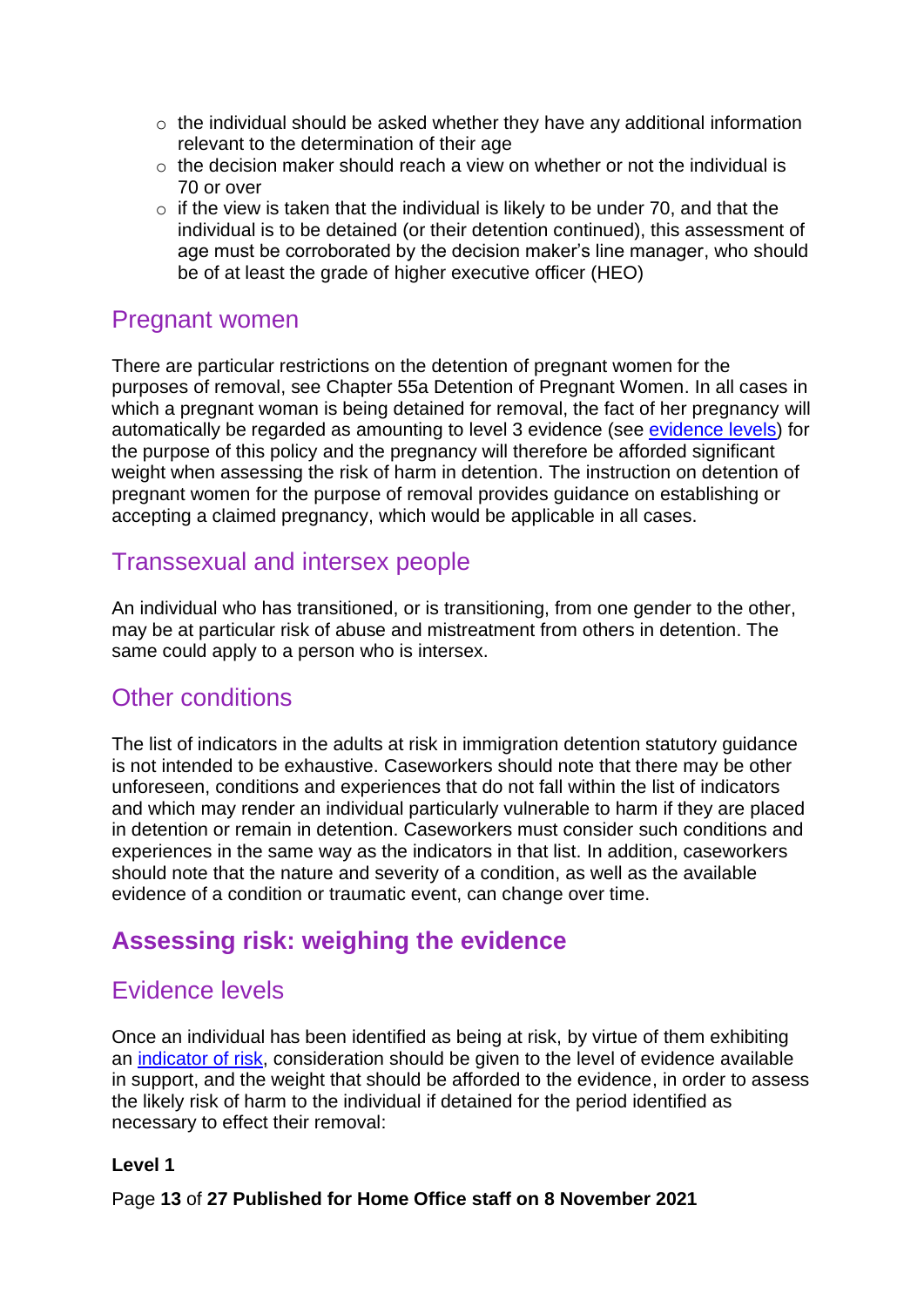- the individual should be asked whether they have any additional information relevant to the determination of their age
- the decision maker should reach a view on whether or not the individual is 70 or over
- if the view is taken that the individual is likely to be under 70, and that the individual is to be detained (or their detention continued), this assessment of age must be corroborated by the decision maker's line manager, who should be of at least the grade of higher executive officer (HEO)

## Pregnant women

There are particular restrictions on the detention of pregnant women for the purposes of removal, see Chapter 55a Detention of Pregnant Women. In all cases in which a pregnant woman is being detained for removal, the fact of her pregnancy will automatically be regarded as amounting to level 3 evidence (see evidence levels) for the purpose of this policy and the pregnancy will therefore be afforded significant weight when assessing the risk of harm in detention. The instruction on detention of pregnant women for the purpose of removal provides guidance on establishing or accepting a claimed pregnancy, which would be applicable in all cases.

## Transsexual and intersex people

An individual who has transitioned, or is transitioning, from one gender to the other, may be at particular risk of abuse and mistreatment from others in detention. The same could apply to a person who is intersex.

## Other conditions

The list of indicators in the adults at risk in immigration detention statutory guidance is not intended to be exhaustive. Caseworkers should note that there may be other unforeseen, conditions and experiences that do not fall within the list of indicators and which may render an individual particularly vulnerable to harm if they are placed in detention or remain in detention. Caseworkers must consider such conditions and experiences in the same way as the indicators in that list. In addition, caseworkers should note that the nature and severity of a condition, as well as the available evidence of a condition or traumatic event, can change over time.

# Assessing risk: weighing the evidence

## Evidence levels

Once an individual has been identified as being at risk, by virtue of them exhibiting an indicator of risk, consideration should be given to the level of evidence available in support, and the weight that should be afforded to the evidence, in order to assess the likely risk of harm to the individual if detained for the period identified as necessary to effect their removal:

**Level 1**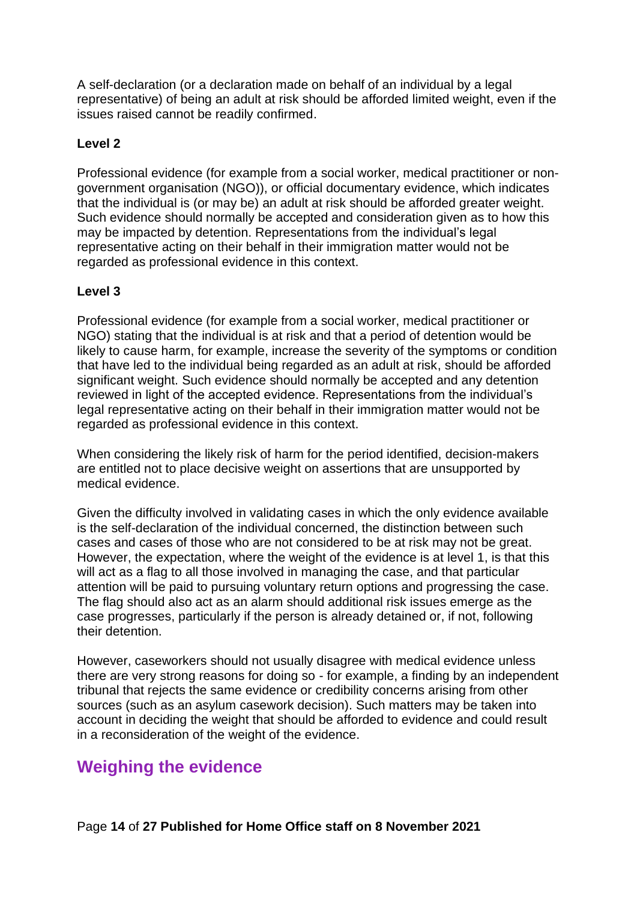A self-declaration (or a declaration made on behalf of an individual by a legal representative) of being an adult at risk should be afforded limited weight, even if the issues raised cannot be readily confirmed.

### Level 2

Professional evidence (for example from a social worker, medical practitioner or non-government organisation (NGO)), or official documentary evidence, which indicates that the individual is (or may be) an adult at risk should be afforded greater weight. Such evidence should normally be accepted and consideration given as to how this may be impacted by detention. Representations from the individual's legal representative acting on their behalf in their immigration matter would not be regarded as professional evidence in this context.

### Level 3

Professional evidence (for example from a social worker, medical practitioner or NGO) stating that the individual is at risk and that a period of detention would be likely to cause harm, for example, increase the severity of the symptoms or condition that have led to the individual being regarded as an adult at risk, should be afforded significant weight. Such evidence should normally be accepted and any detention reviewed in light of the accepted evidence. Representations from the individual's legal representative acting on their behalf in their immigration matter would not be regarded as professional evidence in this context.

When considering the likely risk of harm for the period identified, decision-makers are entitled not to place decisive weight on assertions that are unsupported by medical evidence.

Given the difficulty involved in validating cases in which the only evidence available is the self-declaration of the individual concerned, the distinction between such cases and cases of those who are not considered to be at risk may not be great. However, the expectation, where the weight of the evidence is at level 1, is that this will act as a flag to all those involved in managing the case, and that particular attention will be paid to pursuing voluntary return options and progressing the case. The flag should also act as an alarm should additional risk issues emerge as the case progresses, particularly if the person is already detained or, if not, following their detention.

However, caseworkers should not usually disagree with medical evidence unless there are very strong reasons for doing so - for example, a finding by an independent tribunal that rejects the same evidence or credibility concerns arising from other sources (such as an asylum casework decision). Such matters may be taken into account in deciding the weight that should be afforded to evidence and could result in a reconsideration of the weight of the evidence.

## Weighing the evidence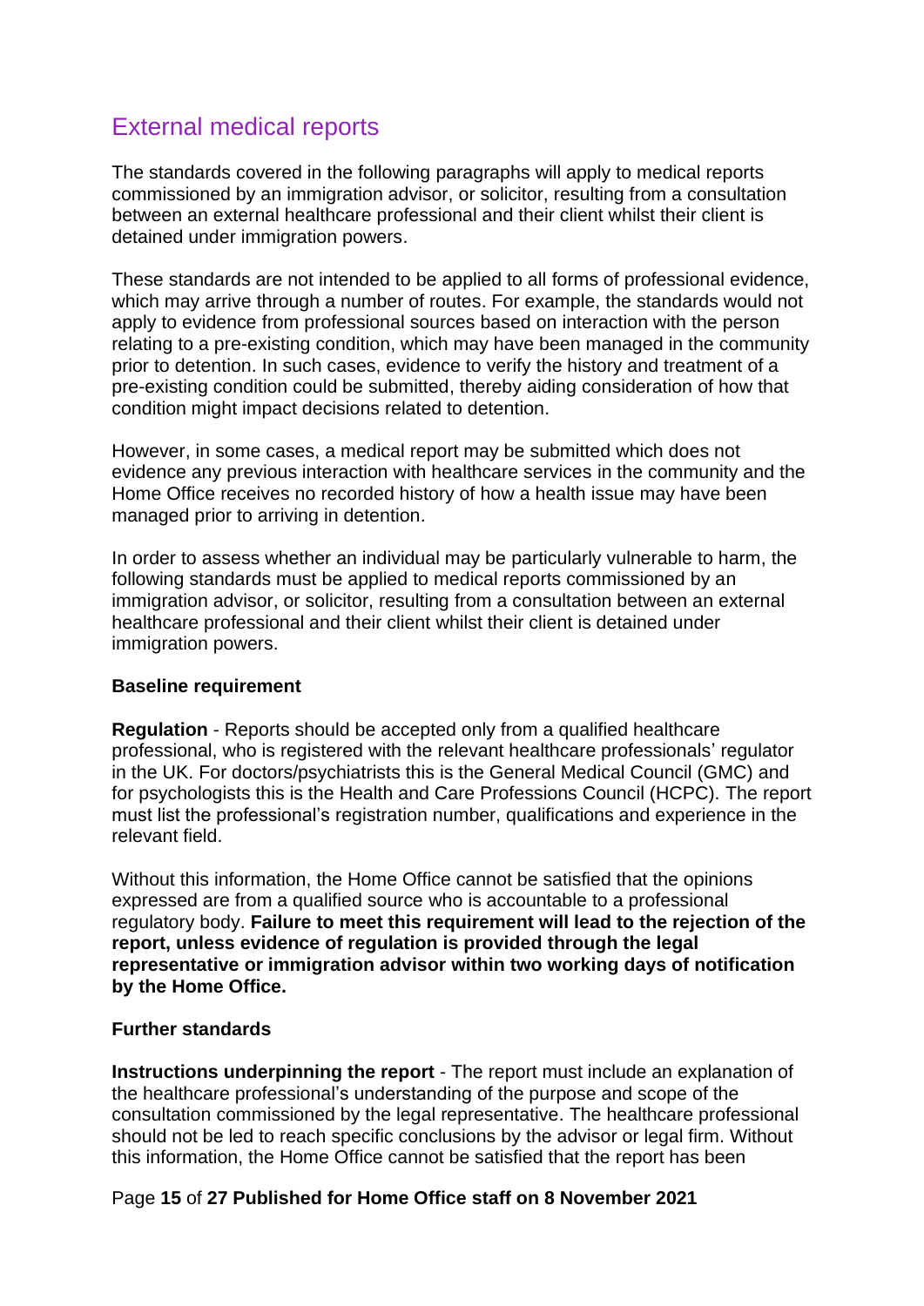## External medical reports

The standards covered in the following paragraphs will apply to medical reports commissioned by an immigration advisor, or solicitor, resulting from a consultation between an external healthcare professional and their client whilst their client is detained under immigration powers.

These standards are not intended to be applied to all forms of professional evidence, which may arrive through a number of routes. For example, the standards would not apply to evidence from professional sources based on interaction with the person relating to a pre-existing condition, which may have been managed in the community prior to detention. In such cases, evidence to verify the history and treatment of a pre-existing condition could be submitted, thereby aiding consideration of how that condition might impact decisions related to detention.

However, in some cases, a medical report may be submitted which does not evidence any previous interaction with healthcare services in the community and the Home Office receives no recorded history of how a health issue may have been managed prior to arriving in detention.

In order to assess whether an individual may be particularly vulnerable to harm, the following standards must be applied to medical reports commissioned by an immigration advisor, or solicitor, resulting from a consultation between an external healthcare professional and their client whilst their client is detained under immigration powers.

**Baseline requirement**

**Regulation** - Reports should be accepted only from a qualified healthcare professional, who is registered with the relevant healthcare professionals' regulator in the UK. For doctors/psychiatrists this is the General Medical Council (GMC) and for psychologists this is the Health and Care Professions Council (HCPC). The report must list the professional's registration number, qualifications and experience in the relevant field.

Without this information, the Home Office cannot be satisfied that the opinions expressed are from a qualified source who is accountable to a professional regulatory body. **Failure to meet this requirement will lead to the rejection of the report, unless evidence of regulation is provided through the legal representative or immigration advisor within two working days of notification by the Home Office.**

**Further standards**

**Instructions underpinning the report** - The report must include an explanation of the healthcare professional's understanding of the purpose and scope of the consultation commissioned by the legal representative. The healthcare professional should not be led to reach specific conclusions by the advisor or legal firm. Without this information, the Home Office cannot be satisfied that the report has been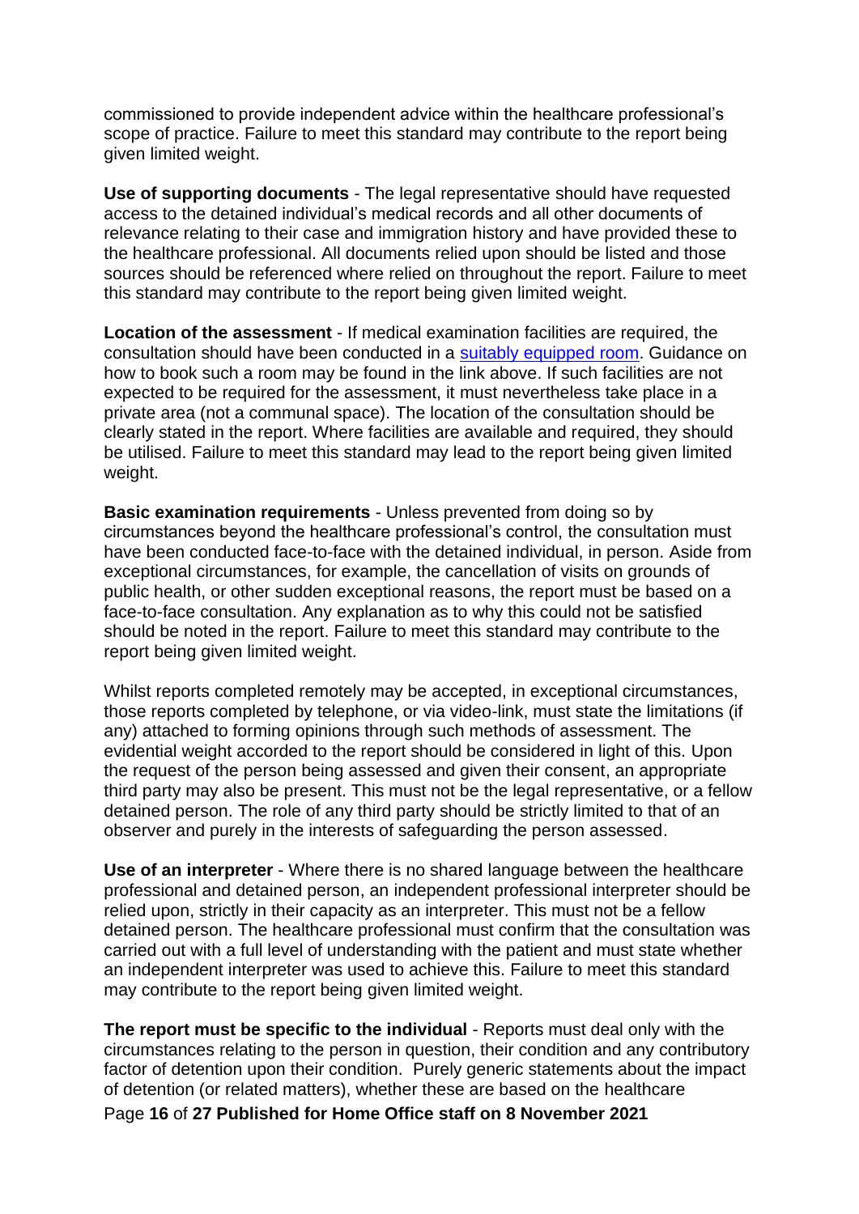commissioned to provide independent advice within the healthcare professional's scope of practice. Failure to meet this standard may contribute to the report being given limited weight.

**Use of supporting documents** - The legal representative should have requested access to the detained individual's medical records and all other documents of relevance relating to their case and immigration history and have provided these to the healthcare professional. All documents relied upon should be listed and those sources should be referenced where relied on throughout the report. Failure to meet this standard may contribute to the report being given limited weight.

**Location of the assessment** - If medical examination facilities are required, the consultation should have been conducted in a [suitably equipped room](). Guidance on how to book such a room may be found in the link above. If such facilities are not expected to be required for the assessment, it must nevertheless take place in a private area (not a communal space). The location of the consultation should be clearly stated in the report. Where facilities are available and required, they should be utilised. Failure to meet this standard may lead to the report being given limited weight.

**Basic examination requirements** - Unless prevented from doing so by circumstances beyond the healthcare professional's control, the consultation must have been conducted face-to-face with the detained individual, in person. Aside from exceptional circumstances, for example, the cancellation of visits on grounds of public health, or other sudden exceptional reasons, the report must be based on a face-to-face consultation. Any explanation as to why this could not be satisfied should be noted in the report. Failure to meet this standard may contribute to the report being given limited weight.

Whilst reports completed remotely may be accepted, in exceptional circumstances, those reports completed by telephone, or via video-link, must state the limitations (if any) attached to forming opinions through such methods of assessment. The evidential weight accorded to the report should be considered in light of this. Upon the request of the person being assessed and given their consent, an appropriate third party may also be present. This must not be the legal representative, or a fellow detained person. The role of any third party should be strictly limited to that of an observer and purely in the interests of safeguarding the person assessed.

**Use of an interpreter** - Where there is no shared language between the healthcare professional and detained person, an independent professional interpreter should be relied upon, strictly in their capacity as an interpreter. This must not be a fellow detained person. The healthcare professional must confirm that the consultation was carried out with a full level of understanding with the patient and must state whether an independent interpreter was used to achieve this. Failure to meet this standard may contribute to the report being given limited weight.

**The report must be specific to the individual** - Reports must deal only with the circumstances relating to the person in question, their condition and any contributory factor of detention upon their condition. Purely generic statements about the impact of detention (or related matters), whether these are based on the healthcare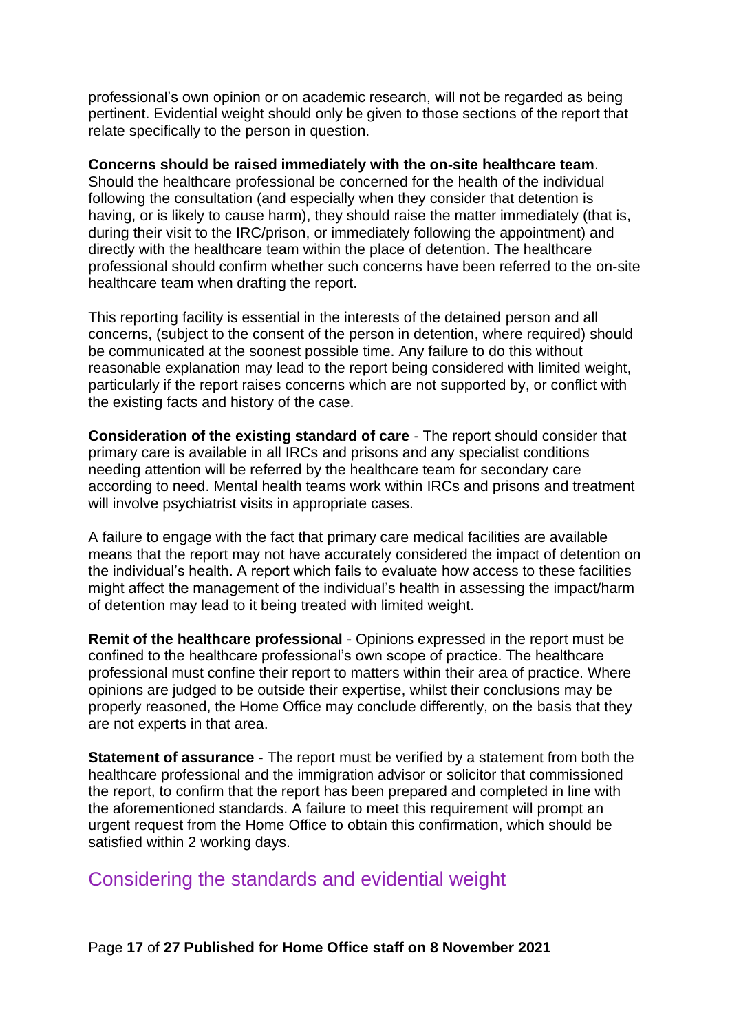professional's own opinion or on academic research, will not be regarded as being pertinent. Evidential weight should only be given to those sections of the report that relate specifically to the person in question.

**Concerns should be raised immediately with the on-site healthcare team**. Should the healthcare professional be concerned for the health of the individual following the consultation (and especially when they consider that detention is having, or is likely to cause harm), they should raise the matter immediately (that is, during their visit to the IRC/prison, or immediately following the appointment) and directly with the healthcare team within the place of detention. The healthcare professional should confirm whether such concerns have been referred to the on-site healthcare team when drafting the report.

This reporting facility is essential in the interests of the detained person and all concerns, (subject to the consent of the person in detention, where required) should be communicated at the soonest possible time. Any failure to do this without reasonable explanation may lead to the report being considered with limited weight, particularly if the report raises concerns which are not supported by, or conflict with the existing facts and history of the case.

**Consideration of the existing standard of care** - The report should consider that primary care is available in all IRCs and prisons and any specialist conditions needing attention will be referred by the healthcare team for secondary care according to need. Mental health teams work within IRCs and prisons and treatment will involve psychiatrist visits in appropriate cases.

A failure to engage with the fact that primary care medical facilities are available means that the report may not have accurately considered the impact of detention on the individual's health. A report which fails to evaluate how access to these facilities might affect the management of the individual's health in assessing the impact/harm of detention may lead to it being treated with limited weight.

**Remit of the healthcare professional** - Opinions expressed in the report must be confined to the healthcare professional's own scope of practice. The healthcare professional must confine their report to matters within their area of practice. Where opinions are judged to be outside their expertise, whilst their conclusions may be properly reasoned, the Home Office may conclude differently, on the basis that they are not experts in that area.

**Statement of assurance** - The report must be verified by a statement from both the healthcare professional and the immigration advisor or solicitor that commissioned the report, to confirm that the report has been prepared and completed in line with the aforementioned standards. A failure to meet this requirement will prompt an urgent request from the Home Office to obtain this confirmation, which should be satisfied within 2 working days.

## Considering the standards and evidential weight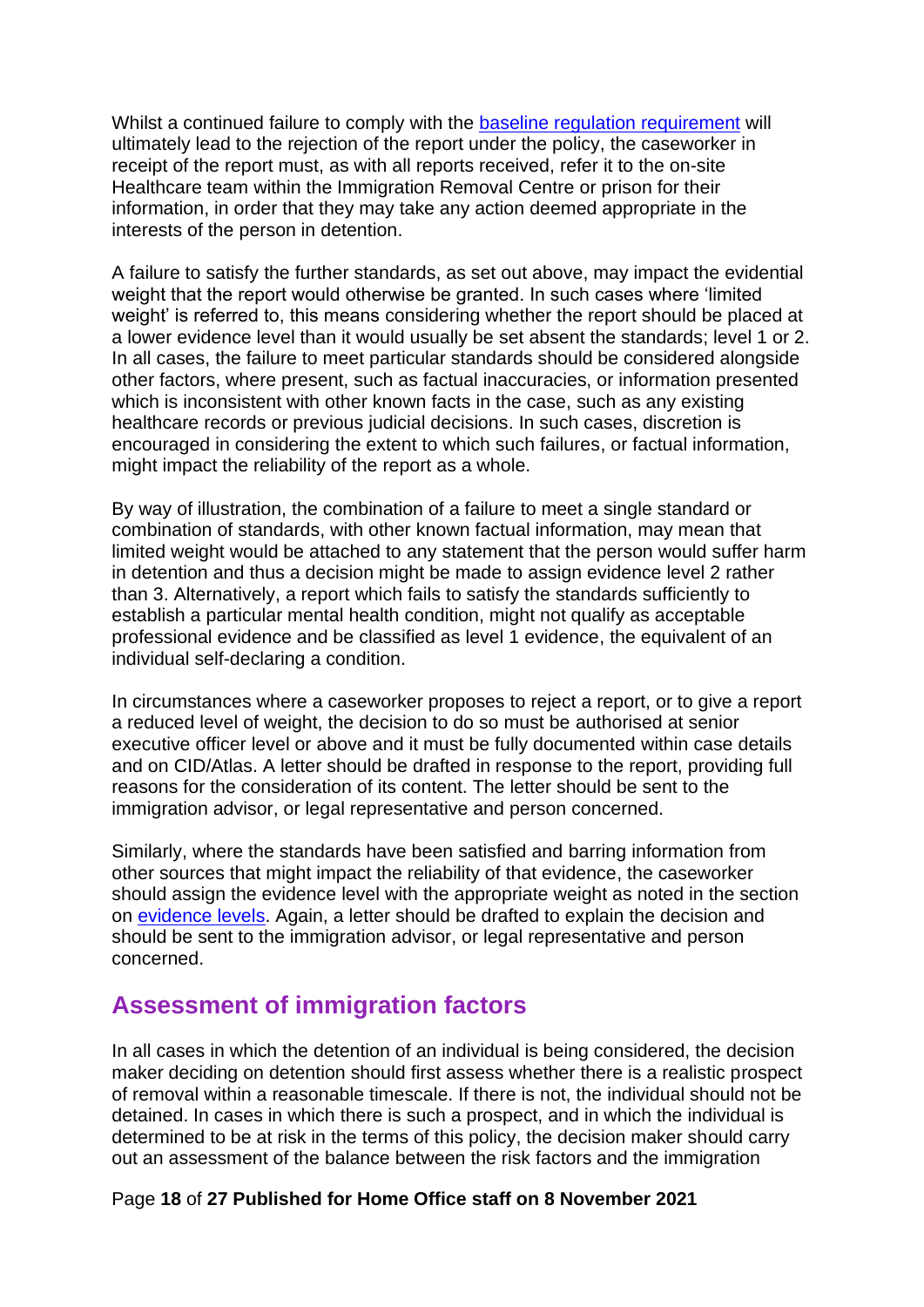Whilst a continued failure to comply with the baseline regulation requirement will ultimately lead to the rejection of the report under the policy, the caseworker in receipt of the report must, as with all reports received, refer it to the on-site Healthcare team within the Immigration Removal Centre or prison for their information, in order that they may take any action deemed appropriate in the interests of the person in detention.

A failure to satisfy the further standards, as set out above, may impact the evidential weight that the report would otherwise be granted. In such cases where 'limited weight' is referred to, this means considering whether the report should be placed at a lower evidence level than it would usually be set absent the standards; level 1 or 2. In all cases, the failure to meet particular standards should be considered alongside other factors, where present, such as factual inaccuracies, or information presented which is inconsistent with other known facts in the case, such as any existing healthcare records or previous judicial decisions. In such cases, discretion is encouraged in considering the extent to which such failures, or factual information, might impact the reliability of the report as a whole.

By way of illustration, the combination of a failure to meet a single standard or combination of standards, with other known factual information, may mean that limited weight would be attached to any statement that the person would suffer harm in detention and thus a decision might be made to assign evidence level 2 rather than 3. Alternatively, a report which fails to satisfy the standards sufficiently to establish a particular mental health condition, might not qualify as acceptable professional evidence and be classified as level 1 evidence, the equivalent of an individual self-declaring a condition.

In circumstances where a caseworker proposes to reject a report, or to give a report a reduced level of weight, the decision to do so must be authorised at senior executive officer level or above and it must be fully documented within case details and on CID/Atlas. A letter should be drafted in response to the report, providing full reasons for the consideration of its content. The letter should be sent to the immigration advisor, or legal representative and person concerned.

Similarly, where the standards have been satisfied and barring information from other sources that might impact the reliability of that evidence, the caseworker should assign the evidence level with the appropriate weight as noted in the section on evidence levels. Again, a letter should be drafted to explain the decision and should be sent to the immigration advisor, or legal representative and person concerned.

## Assessment of immigration factors

In all cases in which the detention of an individual is being considered, the decision maker deciding on detention should first assess whether there is a realistic prospect of removal within a reasonable timescale. If there is not, the individual should not be detained. In cases in which there is such a prospect, and in which the individual is determined to be at risk in the terms of this policy, the decision maker should carry out an assessment of the balance between the risk factors and the immigration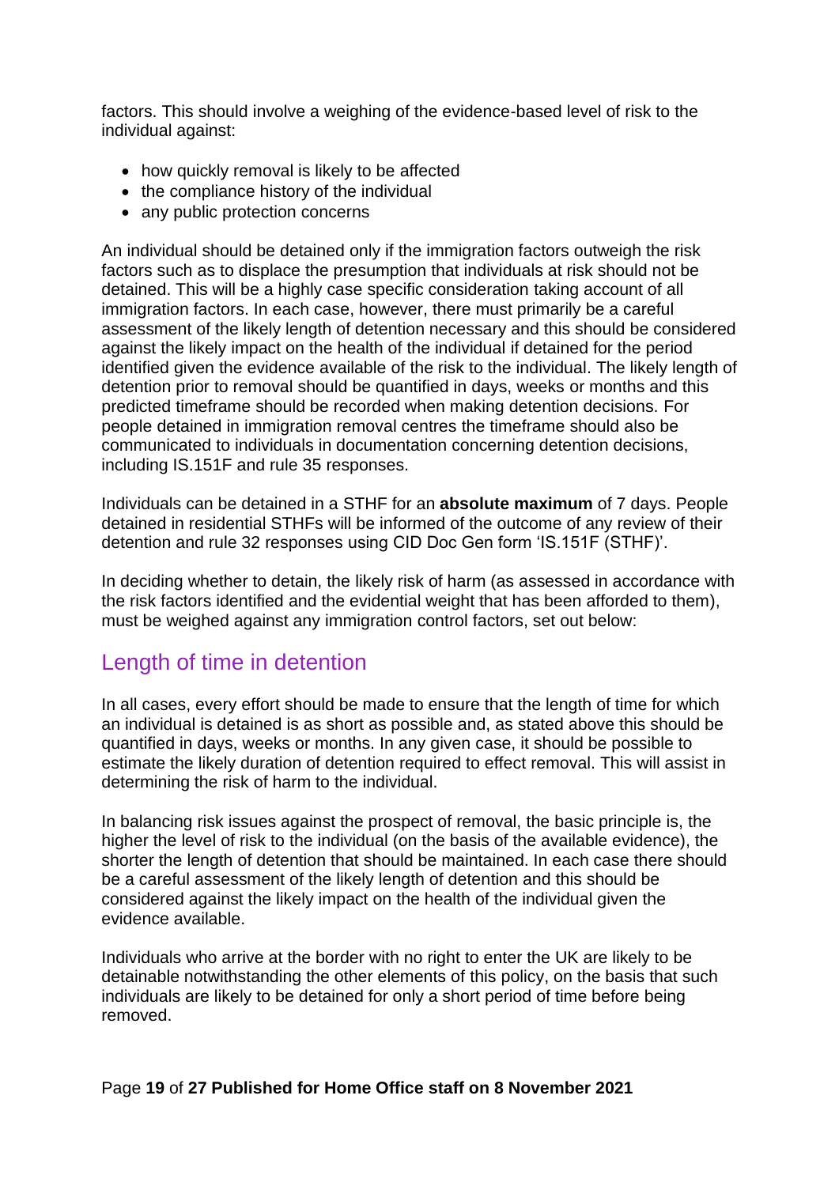factors. This should involve a weighing of the evidence-based level of risk to the individual against:

- how quickly removal is likely to be affected
- the compliance history of the individual
- any public protection concerns

An individual should be detained only if the immigration factors outweigh the risk factors such as to displace the presumption that individuals at risk should not be detained. This will be a highly case specific consideration taking account of all immigration factors. In each case, however, there must primarily be a careful assessment of the likely length of detention necessary and this should be considered against the likely impact on the health of the individual if detained for the period identified given the evidence available of the risk to the individual. The likely length of detention prior to removal should be quantified in days, weeks or months and this predicted timeframe should be recorded when making detention decisions. For people detained in immigration removal centres the timeframe should also be communicated to individuals in documentation concerning detention decisions, including IS.151F and rule 35 responses.

Individuals can be detained in a STHF for an **absolute maximum** of 7 days. People detained in residential STHFs will be informed of the outcome of any review of their detention and rule 32 responses using CID Doc Gen form 'IS.151F (STHF)'.

In deciding whether to detain, the likely risk of harm (as assessed in accordance with the risk factors identified and the evidential weight that has been afforded to them), must be weighed against any immigration control factors, set out below:

## Length of time in detention

In all cases, every effort should be made to ensure that the length of time for which an individual is detained is as short as possible and, as stated above this should be quantified in days, weeks or months. In any given case, it should be possible to estimate the likely duration of detention required to effect removal. This will assist in determining the risk of harm to the individual.

In balancing risk issues against the prospect of removal, the basic principle is, the higher the level of risk to the individual (on the basis of the available evidence), the shorter the length of detention that should be maintained. In each case there should be a careful assessment of the likely length of detention and this should be considered against the likely impact on the health of the individual given the evidence available.

Individuals who arrive at the border with no right to enter the UK are likely to be detainable notwithstanding the other elements of this policy, on the basis that such individuals are likely to be detained for only a short period of time before being removed.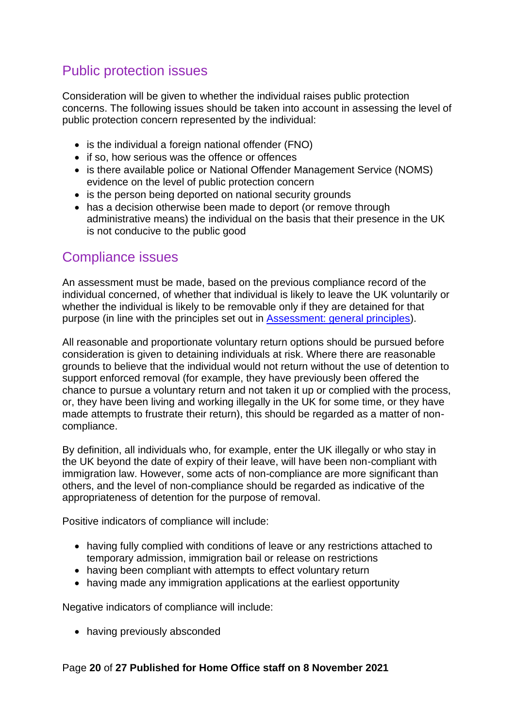## Public protection issues

Consideration will be given to whether the individual raises public protection concerns. The following issues should be taken into account in assessing the level of public protection concern represented by the individual:

- is the individual a foreign national offender (FNO)
- if so, how serious was the offence or offences
- is there available police or National Offender Management Service (NOMS) evidence on the level of public protection concern
- is the person being deported on national security grounds
- has a decision otherwise been made to deport (or remove through administrative means) the individual on the basis that their presence in the UK is not conducive to the public good

## Compliance issues

An assessment must be made, based on the previous compliance record of the individual concerned, of whether that individual is likely to leave the UK voluntarily or whether the individual is likely to be removable only if they are detained for that purpose (in line with the principles set out in [Assessment: general principles]).

All reasonable and proportionate voluntary return options should be pursued before consideration is given to detaining individuals at risk. Where there are reasonable grounds to believe that the individual would not return without the use of detention to support enforced removal (for example, they have previously been offered the chance to pursue a voluntary return and not taken it up or complied with the process, or, they have been living and working illegally in the UK for some time, or they have made attempts to frustrate their return), this should be regarded as a matter of non-compliance.

By definition, all individuals who, for example, enter the UK illegally or who stay in the UK beyond the date of expiry of their leave, will have been non-compliant with immigration law. However, some acts of non-compliance are more significant than others, and the level of non-compliance should be regarded as indicative of the appropriateness of detention for the purpose of removal.

Positive indicators of compliance will include:

- having fully complied with conditions of leave or any restrictions attached to temporary admission, immigration bail or release on restrictions
- having been compliant with attempts to effect voluntary return
- having made any immigration applications at the earliest opportunity

Negative indicators of compliance will include:

- having previously absconded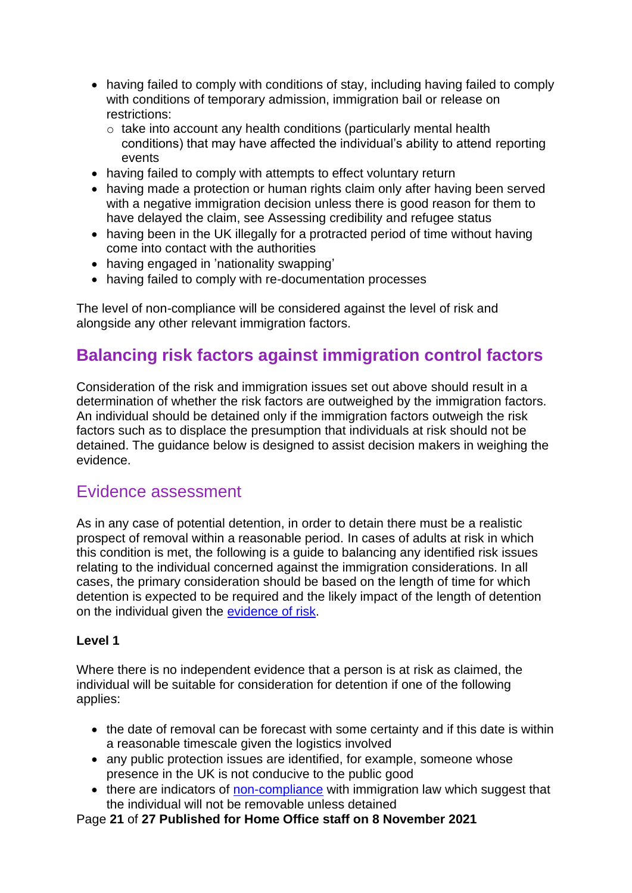- having failed to comply with conditions of stay, including having failed to comply with conditions of temporary admission, immigration bail or release on restrictions:
  - take into account any health conditions (particularly mental health conditions) that may have affected the individual's ability to attend reporting events
- having failed to comply with attempts to effect voluntary return
- having made a protection or human rights claim only after having been served with a negative immigration decision unless there is good reason for them to have delayed the claim, see Assessing credibility and refugee status
- having been in the UK illegally for a protracted period of time without having come into contact with the authorities
- having engaged in 'nationality swapping'
- having failed to comply with re-documentation processes

The level of non-compliance will be considered against the level of risk and alongside any other relevant immigration factors.

## Balancing risk factors against immigration control factors

Consideration of the risk and immigration issues set out above should result in a determination of whether the risk factors are outweighed by the immigration factors. An individual should be detained only if the immigration factors outweigh the risk factors such as to displace the presumption that individuals at risk should not be detained. The guidance below is designed to assist decision makers in weighing the evidence.

### Evidence assessment

As in any case of potential detention, in order to detain there must be a realistic prospect of removal within a reasonable period. In cases of adults at risk in which this condition is met, the following is a guide to balancing any identified risk issues relating to the individual concerned against the immigration considerations. In all cases, the primary consideration should be based on the length of time for which detention is expected to be required and the likely impact of the length of detention on the individual given the evidence of risk.

**Level 1**

Where there is no independent evidence that a person is at risk as claimed, the individual will be suitable for consideration for detention if one of the following applies:

- the date of removal can be forecast with some certainty and if this date is within a reasonable timescale given the logistics involved
- any public protection issues are identified, for example, someone whose presence in the UK is not conducive to the public good
- there are indicators of non-compliance with immigration law which suggest that the individual will not be removable unless detained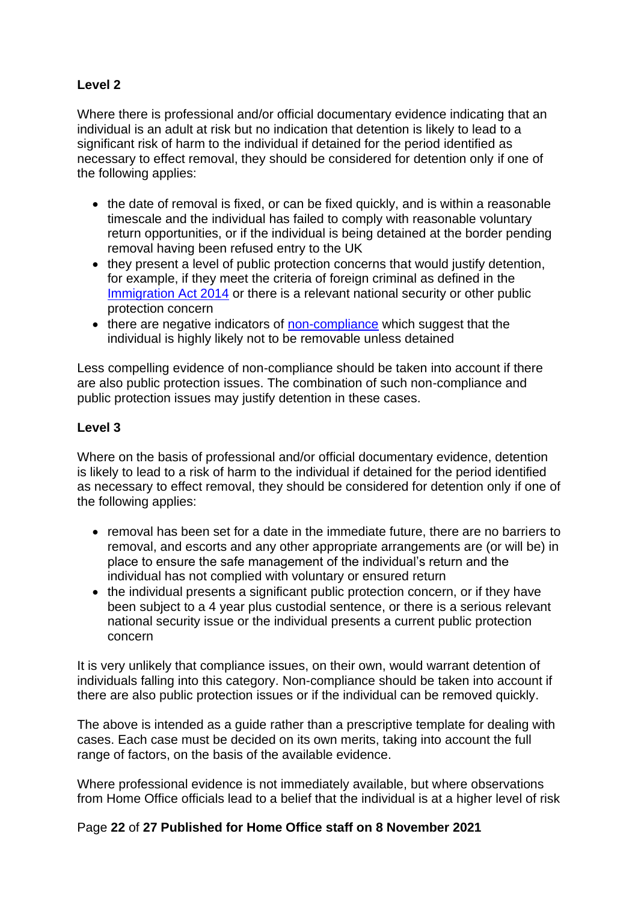**Level 2**

Where there is professional and/or official documentary evidence indicating that an individual is an adult at risk but no indication that detention is likely to lead to a significant risk of harm to the individual if detained for the period identified as necessary to effect removal, they should be considered for detention only if one of the following applies:

- the date of removal is fixed, or can be fixed quickly, and is within a reasonable timescale and the individual has failed to comply with reasonable voluntary return opportunities, or if the individual is being detained at the border pending removal having been refused entry to the UK
- they present a level of public protection concerns that would justify detention, for example, if they meet the criteria of foreign criminal as defined in the Immigration Act 2014 or there is a relevant national security or other public protection concern
- there are negative indicators of non-compliance which suggest that the individual is highly likely not to be removable unless detained

Less compelling evidence of non-compliance should be taken into account if there are also public protection issues. The combination of such non-compliance and public protection issues may justify detention in these cases.

**Level 3**

Where on the basis of professional and/or official documentary evidence, detention is likely to lead to a risk of harm to the individual if detained for the period identified as necessary to effect removal, they should be considered for detention only if one of the following applies:

- removal has been set for a date in the immediate future, there are no barriers to removal, and escorts and any other appropriate arrangements are (or will be) in place to ensure the safe management of the individual's return and the individual has not complied with voluntary or ensured return
- the individual presents a significant public protection concern, or if they have been subject to a 4 year plus custodial sentence, or there is a serious relevant national security issue or the individual presents a current public protection concern

It is very unlikely that compliance issues, on their own, would warrant detention of individuals falling into this category. Non-compliance should be taken into account if there are also public protection issues or if the individual can be removed quickly.

The above is intended as a guide rather than a prescriptive template for dealing with cases. Each case must be decided on its own merits, taking into account the full range of factors, on the basis of the available evidence.

Where professional evidence is not immediately available, but where observations from Home Office officials lead to a belief that the individual is at a higher level of risk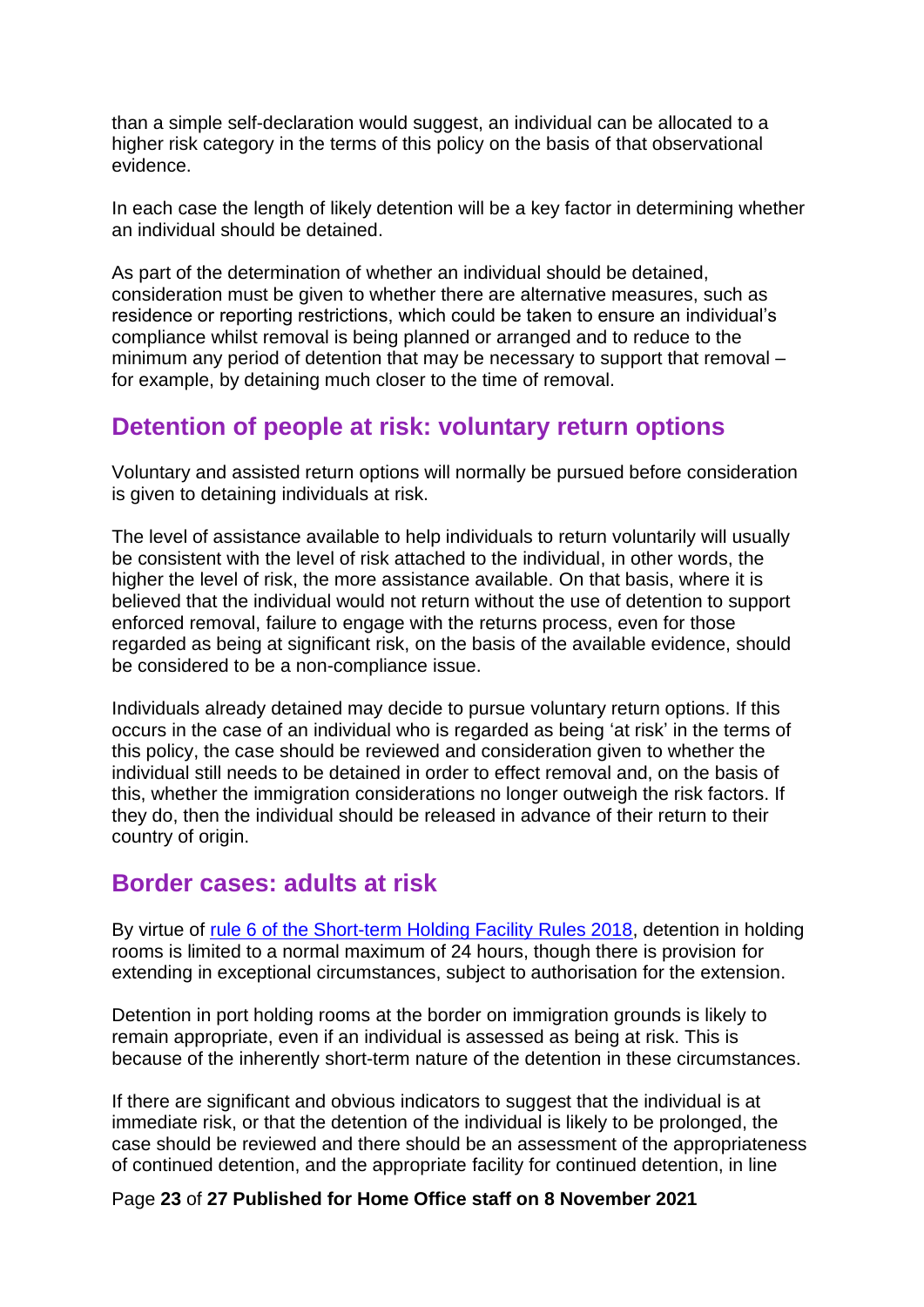than a simple self-declaration would suggest, an individual can be allocated to a higher risk category in the terms of this policy on the basis of that observational evidence.

In each case the length of likely detention will be a key factor in determining whether an individual should be detained.

As part of the determination of whether an individual should be detained, consideration must be given to whether there are alternative measures, such as residence or reporting restrictions, which could be taken to ensure an individual's compliance whilst removal is being planned or arranged and to reduce to the minimum any period of detention that may be necessary to support that removal – for example, by detaining much closer to the time of removal.

## Detention of people at risk: voluntary return options

Voluntary and assisted return options will normally be pursued before consideration is given to detaining individuals at risk.

The level of assistance available to help individuals to return voluntarily will usually be consistent with the level of risk attached to the individual, in other words, the higher the level of risk, the more assistance available. On that basis, where it is believed that the individual would not return without the use of detention to support enforced removal, failure to engage with the returns process, even for those regarded as being at significant risk, on the basis of the available evidence, should be considered to be a non-compliance issue.

Individuals already detained may decide to pursue voluntary return options. If this occurs in the case of an individual who is regarded as being 'at risk' in the terms of this policy, the case should be reviewed and consideration given to whether the individual still needs to be detained in order to effect removal and, on the basis of this, whether the immigration considerations no longer outweigh the risk factors. If they do, then the individual should be released in advance of their return to their country of origin.

## Border cases: adults at risk

By virtue of [rule 6 of the Short-term Holding Facility Rules 2018](), detention in holding rooms is limited to a normal maximum of 24 hours, though there is provision for extending in exceptional circumstances, subject to authorisation for the extension.

Detention in port holding rooms at the border on immigration grounds is likely to remain appropriate, even if an individual is assessed as being at risk. This is because of the inherently short-term nature of the detention in these circumstances.

If there are significant and obvious indicators to suggest that the individual is at immediate risk, or that the detention of the individual is likely to be prolonged, the case should be reviewed and there should be an assessment of the appropriateness of continued detention, and the appropriate facility for continued detention, in line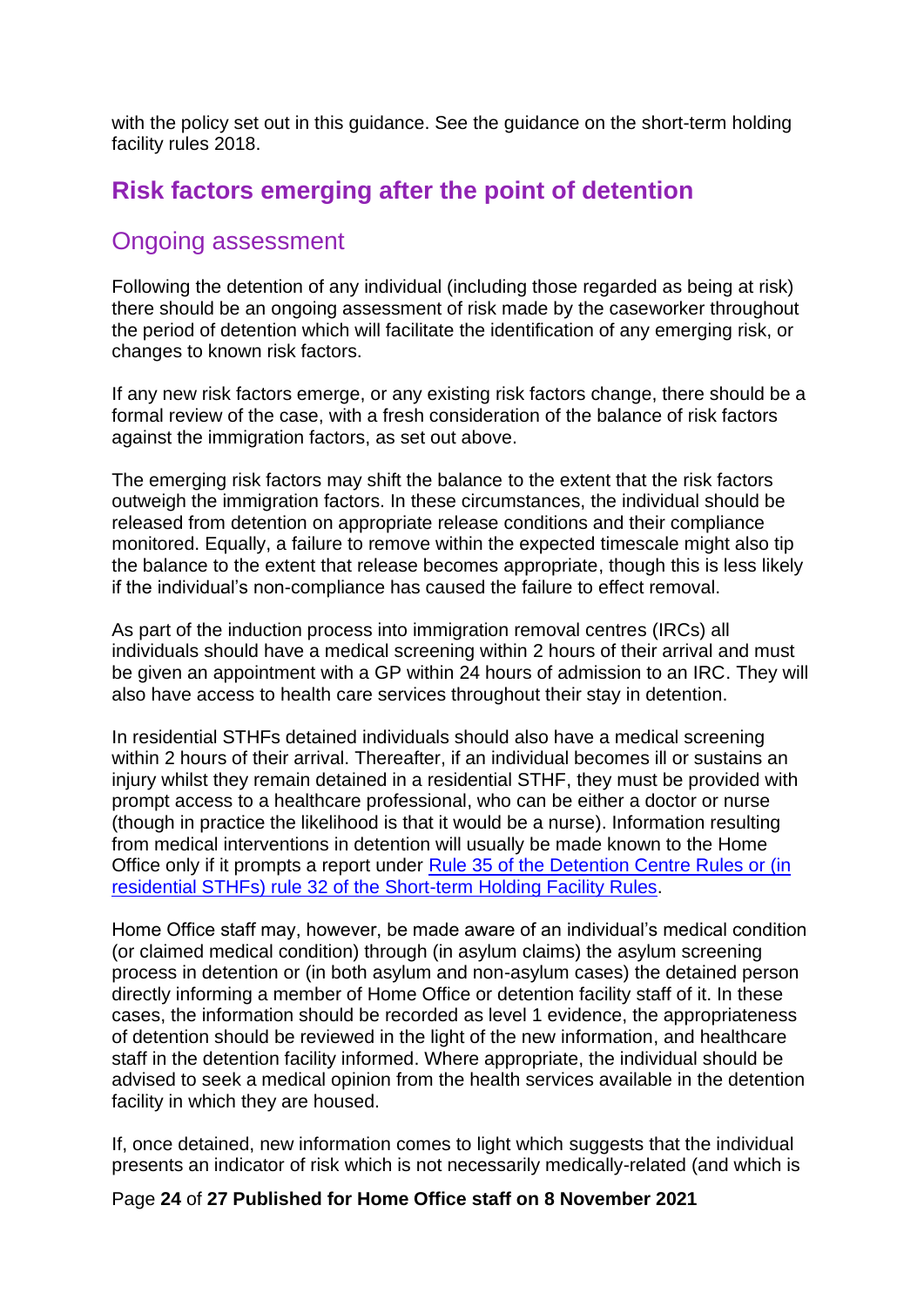with the policy set out in this guidance. See the guidance on the short-term holding facility rules 2018.

## Risk factors emerging after the point of detention

### Ongoing assessment

Following the detention of any individual (including those regarded as being at risk) there should be an ongoing assessment of risk made by the caseworker throughout the period of detention which will facilitate the identification of any emerging risk, or changes to known risk factors.

If any new risk factors emerge, or any existing risk factors change, there should be a formal review of the case, with a fresh consideration of the balance of risk factors against the immigration factors, as set out above.

The emerging risk factors may shift the balance to the extent that the risk factors outweigh the immigration factors. In these circumstances, the individual should be released from detention on appropriate release conditions and their compliance monitored. Equally, a failure to remove within the expected timescale might also tip the balance to the extent that release becomes appropriate, though this is less likely if the individual's non-compliance has caused the failure to effect removal.

As part of the induction process into immigration removal centres (IRCs) all individuals should have a medical screening within 2 hours of their arrival and must be given an appointment with a GP within 24 hours of admission to an IRC. They will also have access to health care services throughout their stay in detention.

In residential STHFs detained individuals should also have a medical screening within 2 hours of their arrival. Thereafter, if an individual becomes ill or sustains an injury whilst they remain detained in a residential STHF, they must be provided with prompt access to a healthcare professional, who can be either a doctor or nurse (though in practice the likelihood is that it would be a nurse). Information resulting from medical interventions in detention will usually be made known to the Home Office only if it prompts a report under Rule 35 of the Detention Centre Rules or (in residential STHFs) rule 32 of the Short-term Holding Facility Rules.

Home Office staff may, however, be made aware of an individual's medical condition (or claimed medical condition) through (in asylum claims) the asylum screening process in detention or (in both asylum and non-asylum cases) the detained person directly informing a member of Home Office or detention facility staff of it. In these cases, the information should be recorded as level 1 evidence, the appropriateness of detention should be reviewed in the light of the new information, and healthcare staff in the detention facility informed. Where appropriate, the individual should be advised to seek a medical opinion from the health services available in the detention facility in which they are housed.

If, once detained, new information comes to light which suggests that the individual presents an indicator of risk which is not necessarily medically-related (and which is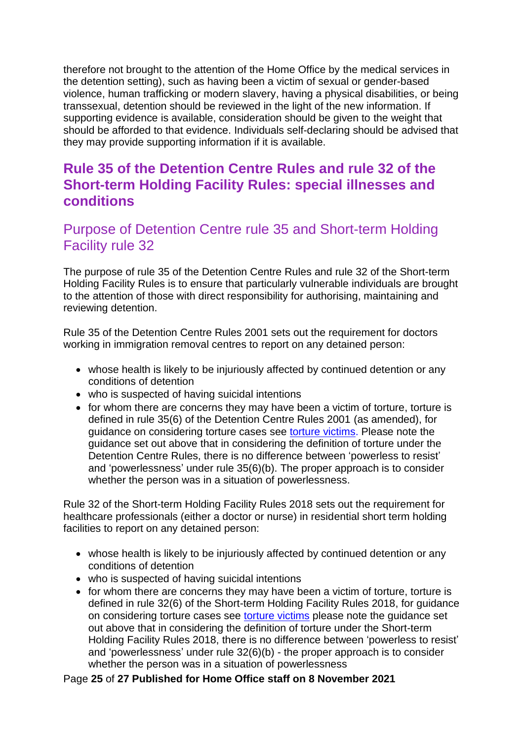therefore not brought to the attention of the Home Office by the medical services in the detention setting), such as having been a victim of sexual or gender-based violence, human trafficking or modern slavery, having a physical disabilities, or being transsexual, detention should be reviewed in the light of the new information. If supporting evidence is available, consideration should be given to the weight that should be afforded to that evidence. Individuals self-declaring should be advised that they may provide supporting information if it is available.

## Rule 35 of the Detention Centre Rules and rule 32 of the Short-term Holding Facility Rules: special illnesses and conditions

### Purpose of Detention Centre rule 35 and Short-term Holding Facility rule 32

The purpose of rule 35 of the Detention Centre Rules and rule 32 of the Short-term Holding Facility Rules is to ensure that particularly vulnerable individuals are brought to the attention of those with direct responsibility for authorising, maintaining and reviewing detention.

Rule 35 of the Detention Centre Rules 2001 sets out the requirement for doctors working in immigration removal centres to report on any detained person:

- whose health is likely to be injuriously affected by continued detention or any conditions of detention
- who is suspected of having suicidal intentions
- for whom there are concerns they may have been a victim of torture, torture is defined in rule 35(6) of the Detention Centre Rules 2001 (as amended), for guidance on considering torture cases see torture victims. Please note the guidance set out above that in considering the definition of torture under the Detention Centre Rules, there is no difference between 'powerless to resist' and 'powerlessness' under rule 35(6)(b). The proper approach is to consider whether the person was in a situation of powerlessness.

Rule 32 of the Short-term Holding Facility Rules 2018 sets out the requirement for healthcare professionals (either a doctor or nurse) in residential short term holding facilities to report on any detained person:

- whose health is likely to be injuriously affected by continued detention or any conditions of detention
- who is suspected of having suicidal intentions
- for whom there are concerns they may have been a victim of torture, torture is defined in rule 32(6) of the Short-term Holding Facility Rules 2018, for guidance on considering torture cases see torture victims please note the guidance set out above that in considering the definition of torture under the Short-term Holding Facility Rules 2018, there is no difference between 'powerless to resist' and 'powerlessness' under rule 32(6)(b) - the proper approach is to consider whether the person was in a situation of powerlessness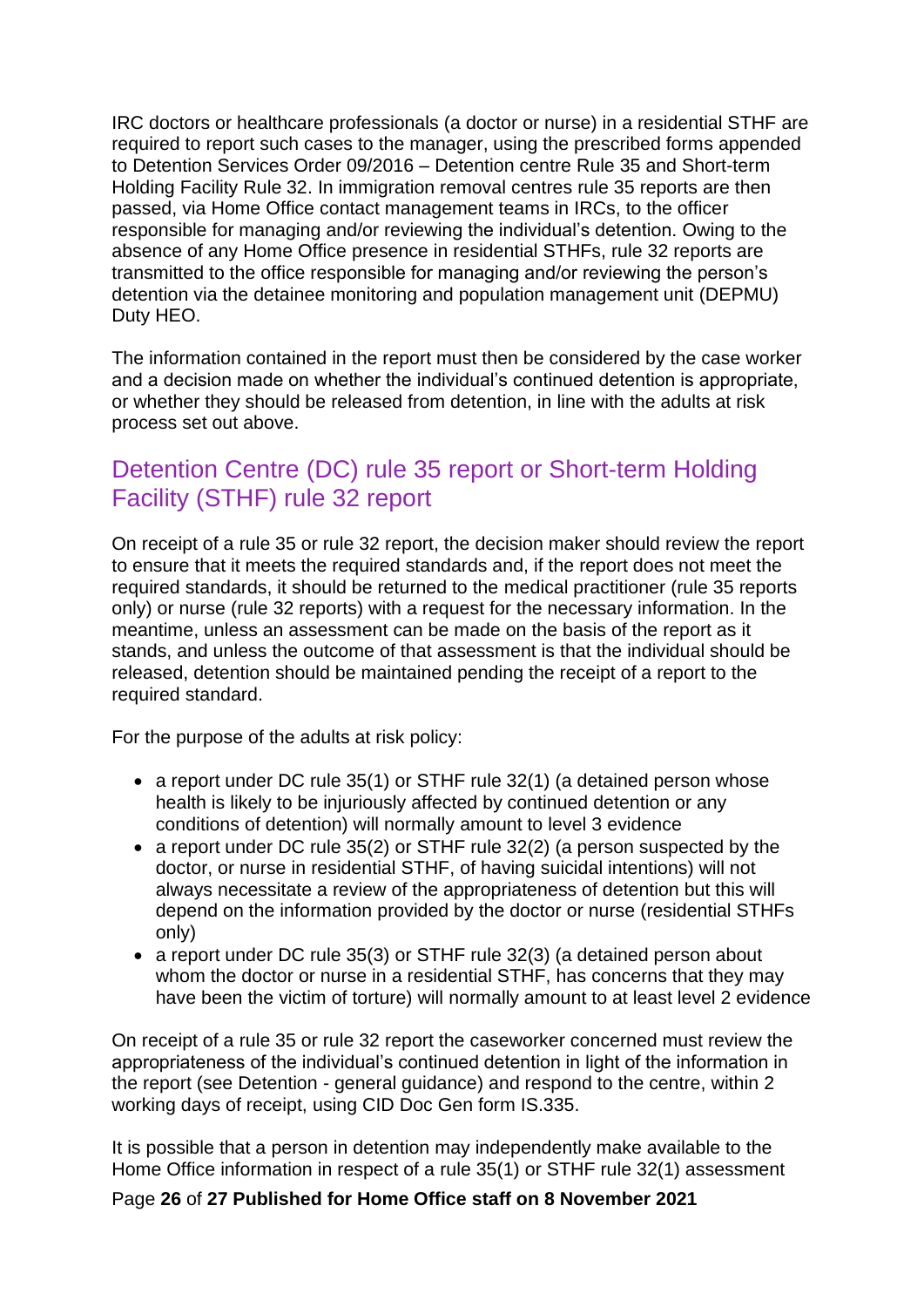IRC doctors or healthcare professionals (a doctor or nurse) in a residential STHF are required to report such cases to the manager, using the prescribed forms appended to Detention Services Order 09/2016 – Detention centre Rule 35 and Short-term Holding Facility Rule 32. In immigration removal centres rule 35 reports are then passed, via Home Office contact management teams in IRCs, to the officer responsible for managing and/or reviewing the individual's detention. Owing to the absence of any Home Office presence in residential STHFs, rule 32 reports are transmitted to the office responsible for managing and/or reviewing the person's detention via the detainee monitoring and population management unit (DEPMU) Duty HEO.

The information contained in the report must then be considered by the case worker and a decision made on whether the individual's continued detention is appropriate, or whether they should be released from detention, in line with the adults at risk process set out above.

## Detention Centre (DC) rule 35 report or Short-term Holding Facility (STHF) rule 32 report

On receipt of a rule 35 or rule 32 report, the decision maker should review the report to ensure that it meets the required standards and, if the report does not meet the required standards, it should be returned to the medical practitioner (rule 35 reports only) or nurse (rule 32 reports) with a request for the necessary information. In the meantime, unless an assessment can be made on the basis of the report as it stands, and unless the outcome of that assessment is that the individual should be released, detention should be maintained pending the receipt of a report to the required standard.

For the purpose of the adults at risk policy:

- a report under DC rule 35(1) or STHF rule 32(1) (a detained person whose health is likely to be injuriously affected by continued detention or any conditions of detention) will normally amount to level 3 evidence
- a report under DC rule 35(2) or STHF rule 32(2) (a person suspected by the doctor, or nurse in residential STHF, of having suicidal intentions) will not always necessitate a review of the appropriateness of detention but this will depend on the information provided by the doctor or nurse (residential STHFs only)
- a report under DC rule 35(3) or STHF rule 32(3) (a detained person about whom the doctor or nurse in a residential STHF, has concerns that they may have been the victim of torture) will normally amount to at least level 2 evidence

On receipt of a rule 35 or rule 32 report the caseworker concerned must review the appropriateness of the individual's continued detention in light of the information in the report (see Detention - general guidance) and respond to the centre, within 2 working days of receipt, using CID Doc Gen form IS.335.

It is possible that a person in detention may independently make available to the Home Office information in respect of a rule 35(1) or STHF rule 32(1) assessment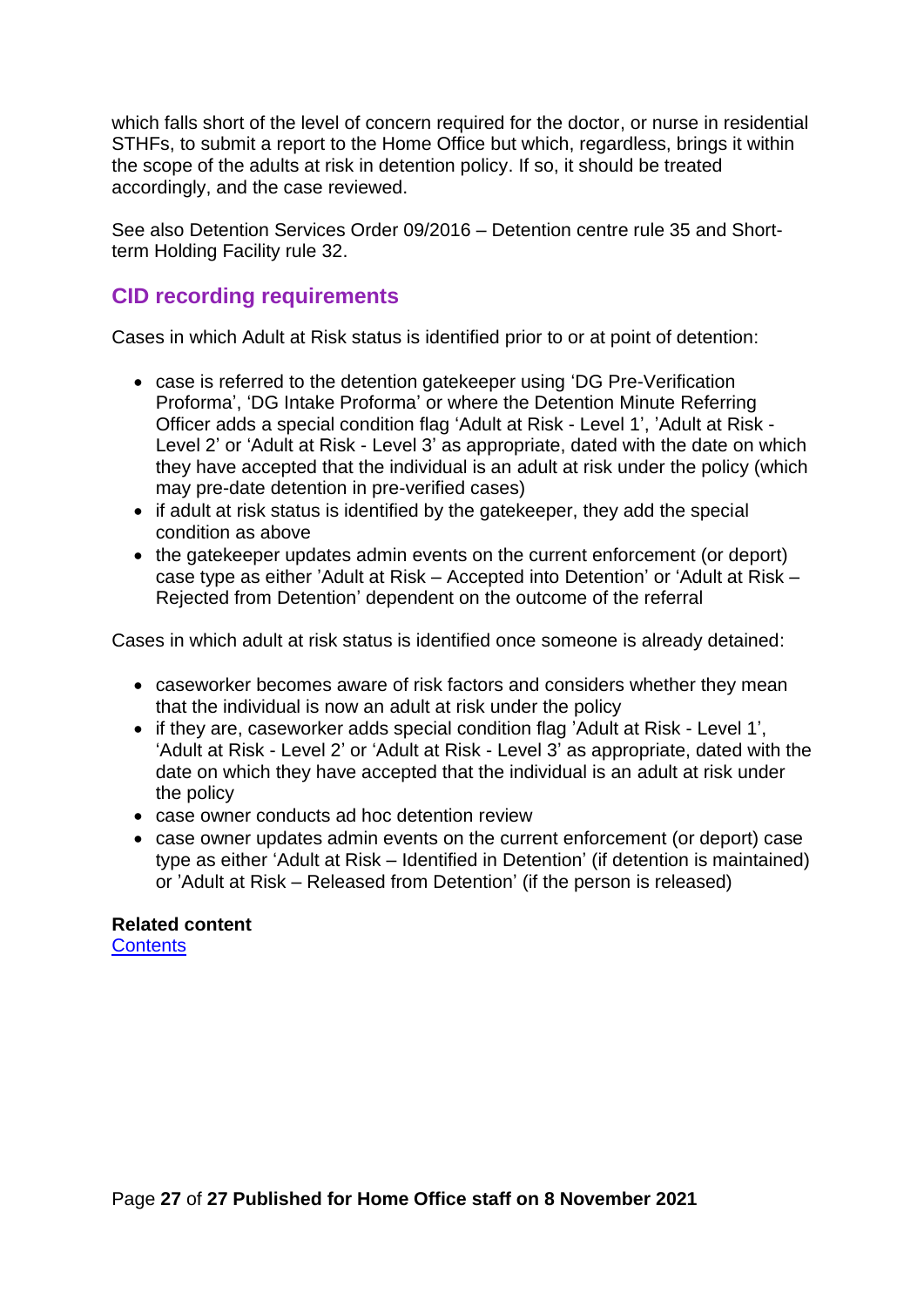which falls short of the level of concern required for the doctor, or nurse in residential STHFs, to submit a report to the Home Office but which, regardless, brings it within the scope of the adults at risk in detention policy. If so, it should be treated accordingly, and the case reviewed.

See also Detention Services Order 09/2016 – Detention centre rule 35 and Short-term Holding Facility rule 32.

## CID recording requirements

Cases in which Adult at Risk status is identified prior to or at point of detention:

- case is referred to the detention gatekeeper using 'DG Pre-Verification Proforma', 'DG Intake Proforma' or where the Detention Minute Referring Officer adds a special condition flag 'Adult at Risk - Level 1', 'Adult at Risk - Level 2' or 'Adult at Risk - Level 3' as appropriate, dated with the date on which they have accepted that the individual is an adult at risk under the policy (which may pre-date detention in pre-verified cases)
- if adult at risk status is identified by the gatekeeper, they add the special condition as above
- the gatekeeper updates admin events on the current enforcement (or deport) case type as either 'Adult at Risk – Accepted into Detention' or 'Adult at Risk – Rejected from Detention' dependent on the outcome of the referral

Cases in which adult at risk status is identified once someone is already detained:

- caseworker becomes aware of risk factors and considers whether they mean that the individual is now an adult at risk under the policy
- if they are, caseworker adds special condition flag 'Adult at Risk - Level 1', 'Adult at Risk - Level 2' or 'Adult at Risk - Level 3' as appropriate, dated with the date on which they have accepted that the individual is an adult at risk under the policy
- case owner conducts ad hoc detention review
- case owner updates admin events on the current enforcement (or deport) case type as either 'Adult at Risk – Identified in Detention' (if detention is maintained) or 'Adult at Risk – Released from Detention' (if the person is released)

**Related content**
Contents